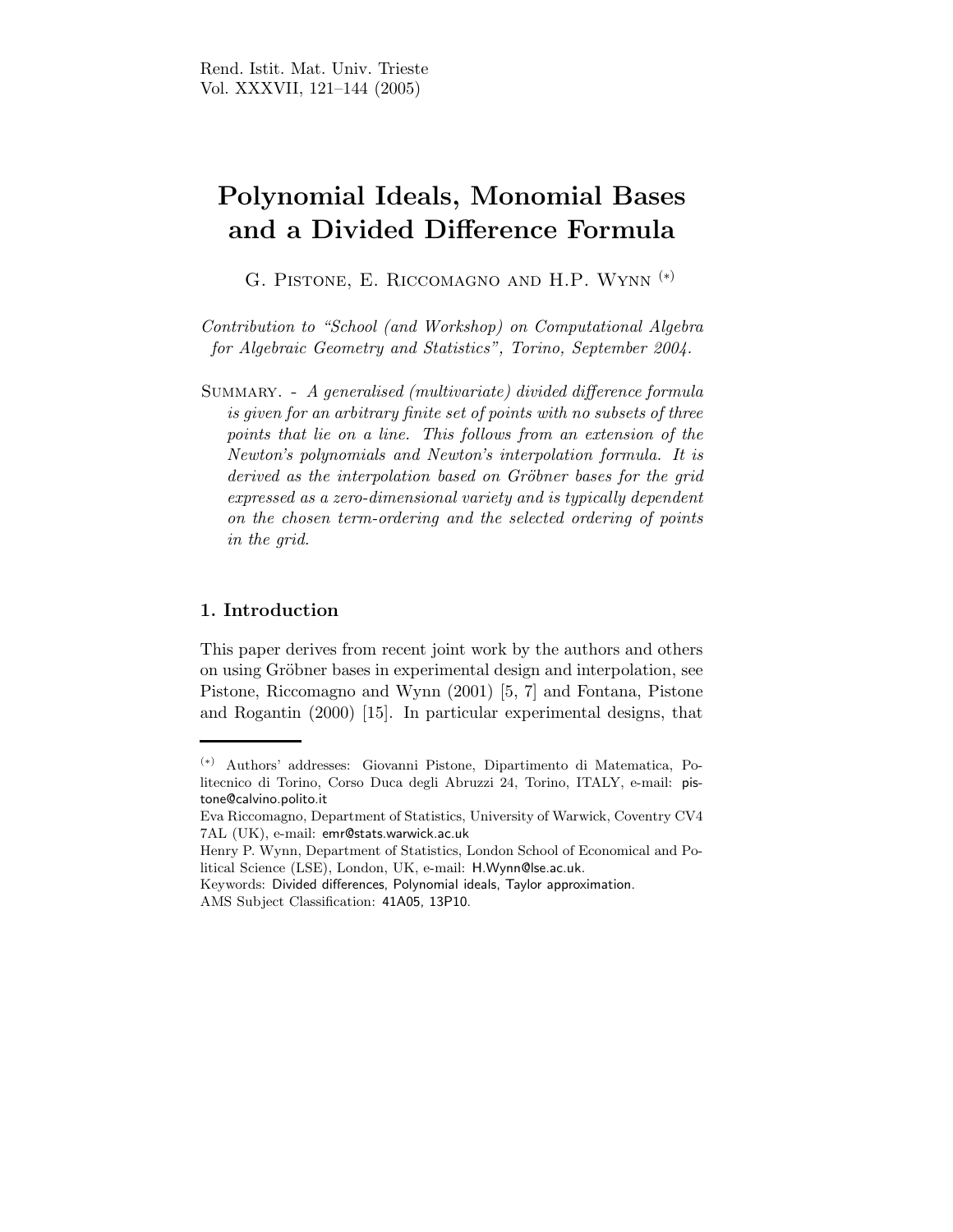# Polynomial Ideals, Monomial Bases and a Divided Difference Formula

G. Pistone, E. Riccomagno and H.P. Wynn [(*)]

*Contribution to "School (and Workshop) on Computational Algebra for Algebraic Geometry and Statistics", Torino, September 2004.*

Summary. - *A generalised (multivariate) divided difference formula is given for an arbitrary finite set of points with no subsets of three points that lie on a line. This follows from an extension of the Newton's polynomials and Newton's interpolation formula. It is derived as the interpolation based on Gröbner bases for the grid expressed as a zero-dimensional variety and is typically dependent on the chosen term-ordering and the selected ordering of points in the grid.*

## 1. Introduction

This paper derives from recent joint work by the authors and others on using Gröbner bases in experimental design and interpolation, see Pistone, Riccomagno and Wynn (2001) [5, 7] and Fontana, Pistone and Rogantin (2000) [15]. In particular experimental designs, that

---

[(*)] Authors' addresses: Giovanni Pistone, Dipartimento di Matematica, Politecnico di Torino, Corso Duca degli Abruzzi 24, Torino, ITALY, e-mail: pistone@calvino.polito.it

Eva Riccomagno, Department of Statistics, University of Warwick, Coventry CV4 7AL (UK), e-mail: emr@stats.warwick.ac.uk

Henry P. Wynn, Department of Statistics, London School of Economical and Political Science (LSE), London, UK, e-mail: H.Wynn@lse.ac.uk.

Keywords: Divided differences, Polynomial ideals, Taylor approximation.

AMS Subject Classification: 41A05, 13P10.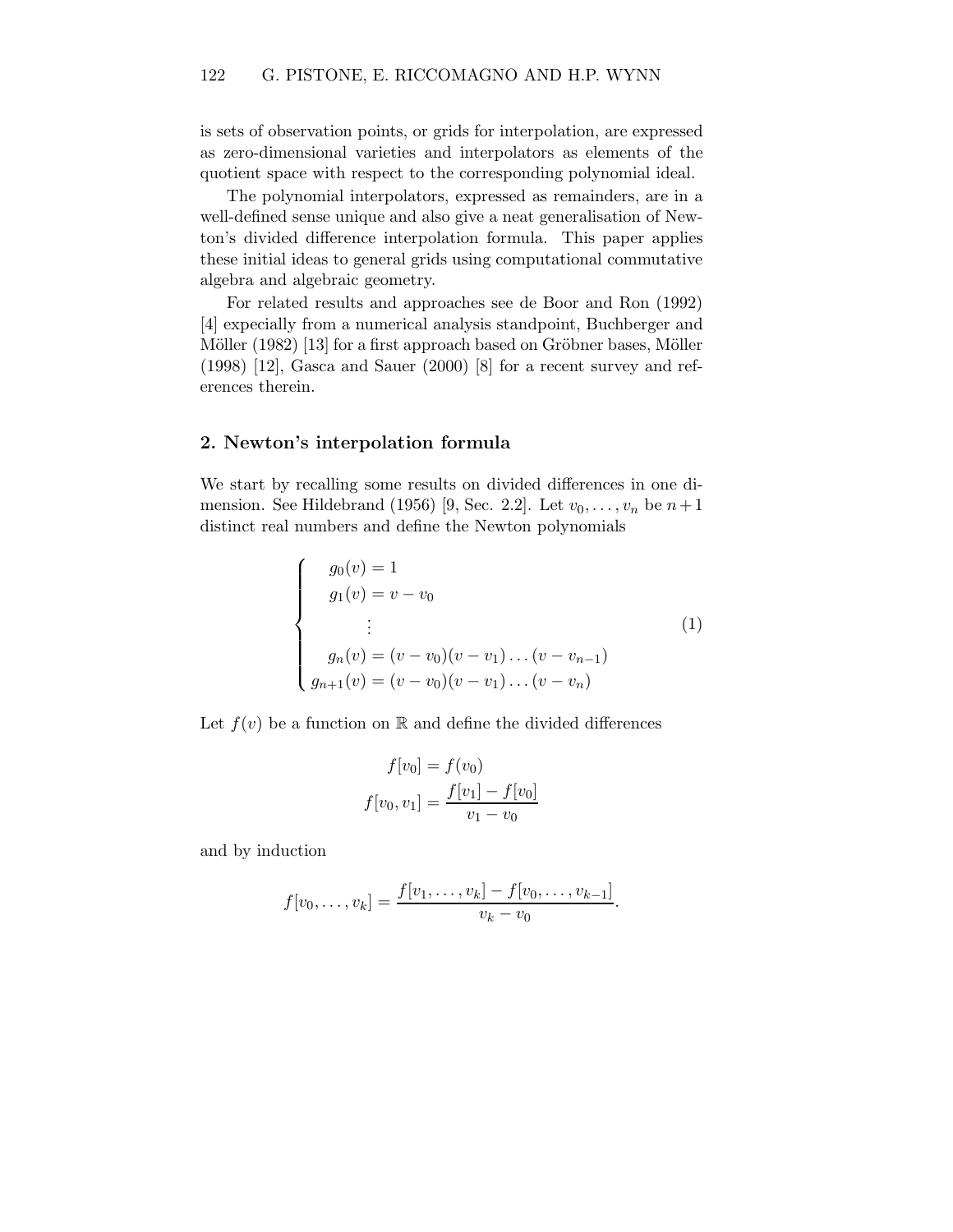is sets of observation points, or grids for interpolation, are expressed as zero-dimensional varieties and interpolators as elements of the quotient space with respect to the corresponding polynomial ideal.

The polynomial interpolators, expressed as remainders, are in a well-defined sense unique and also give a neat generalisation of Newton's divided difference interpolation formula. This paper applies these initial ideas to general grids using computational commutative algebra and algebraic geometry.

For related results and approaches see de Boor and Ron (1992) [4] expecially from a numerical analysis standpoint, Buchberger and Möller (1982) [13] for a first approach based on Gröbner bases, Möller (1998) [12], Gasca and Sauer (2000) [8] for a recent survey and references therein.

## 2. Newton's interpolation formula

We start by recalling some results on divided differences in one dimension. See Hildebrand (1956) [9, Sec. 2.2]. Let $v_0, \dots, v_n$ be $n+1$ distinct real numbers and define the Newton polynomials

$$\begin{cases} g_0(v) = 1 \\ g_1(v) = v - v_0 \\ \quad \vdots \\ g_n(v) = (v - v_0)(v - v_1)\dots(v - v_{n-1}) \\ g_{n+1}(v) = (v - v_0)(v - v_1)\dots(v - v_n) \end{cases} \tag{1}$$

Let $f(v)$ be a function on $\mathbb{R}$ and define the divided differences

$$f[v_0] = f(v_0)$$
$$f[v_0, v_1] = \frac{f[v_1] - f[v_0]}{v_1 - v_0}$$

and by induction

$$f[v_0, \dots, v_k] = \frac{f[v_1, \dots, v_k] - f[v_0, \dots, v_{k-1}]}{v_k - v_0}.$$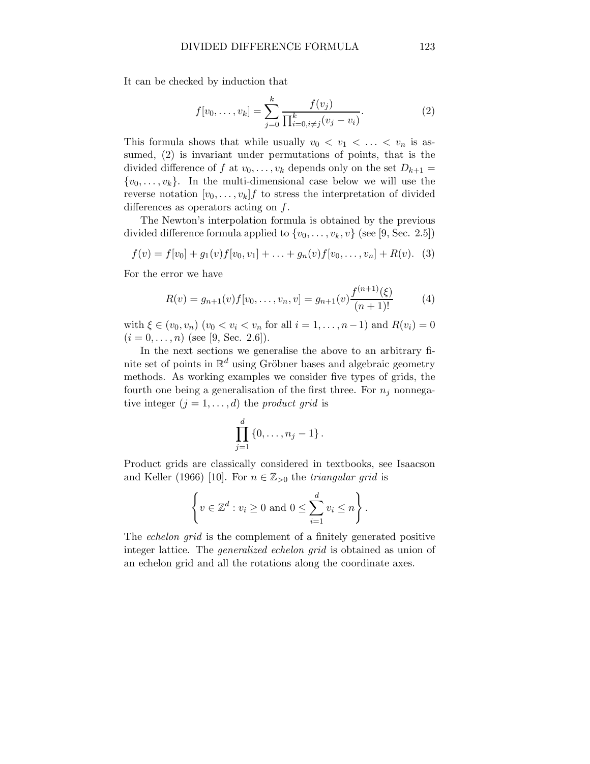It can be checked by induction that

$$f[v_0, \ldots, v_k] = \sum_{j=0}^{k} \frac{f(v_j)}{\prod_{i=0, i \neq j}^{k} (v_j - v_i)}. \tag{2}$$

This formula shows that while usually $v_0 < v_1 < \ldots < v_n$ is assumed, (2) is invariant under permutations of points, that is the divided difference of $f$ at $v_0, \ldots, v_k$ depends only on the set $D_{k+1} = \{v_0, \ldots, v_k\}$. In the multi-dimensional case below we will use the reverse notation $[v_0, \ldots, v_k]f$ to stress the interpretation of divided differences as operators acting on $f$.

The Newton's interpolation formula is obtained by the previous divided difference formula applied to $\{v_0, \ldots, v_k, v\}$ (see [9, Sec. 2.5])

$$f(v) = f[v_0] + g_1(v) f[v_0, v_1] + \ldots + g_n(v) f[v_0, \ldots, v_n] + R(v). \tag{3}$$

For the error we have

$$R(v) = g_{n+1}(v) f[v_0, \ldots, v_n, v] = g_{n+1}(v) \frac{f^{(n+1)}(\xi)}{(n+1)!} \tag{4}$$

with $\xi \in (v_0, v_n)$ ($v_0 < v_i < v_n$ for all $i = 1, \ldots, n-1$) and $R(v_i) = 0$ ($i = 0, \ldots, n$) (see [9, Sec. 2.6]).

In the next sections we generalise the above to an arbitrary finite set of points in $\mathbb{R}^d$ using Gröbner bases and algebraic geometry methods. As working examples we consider five types of grids, the fourth one being a generalisation of the first three. For $n_j$ nonnegative integer ($j = 1, \ldots, d$) the *product grid* is

$$\prod_{j=1}^{d} \{0, \ldots, n_j - 1\}.$$

Product grids are classically considered in textbooks, see Isaacson and Keller (1966) [10]. For $n \in \mathbb{Z}_{>0}$ the *triangular grid* is

$$\left\{ v \in \mathbb{Z}^d : v_i \geq 0 \text{ and } 0 \leq \sum_{i=1}^{d} v_i \leq n \right\}.$$

The *echelon grid* is the complement of a finitely generated positive integer lattice. The *generalized echelon grid* is obtained as union of an echelon grid and all the rotations along the coordinate axes.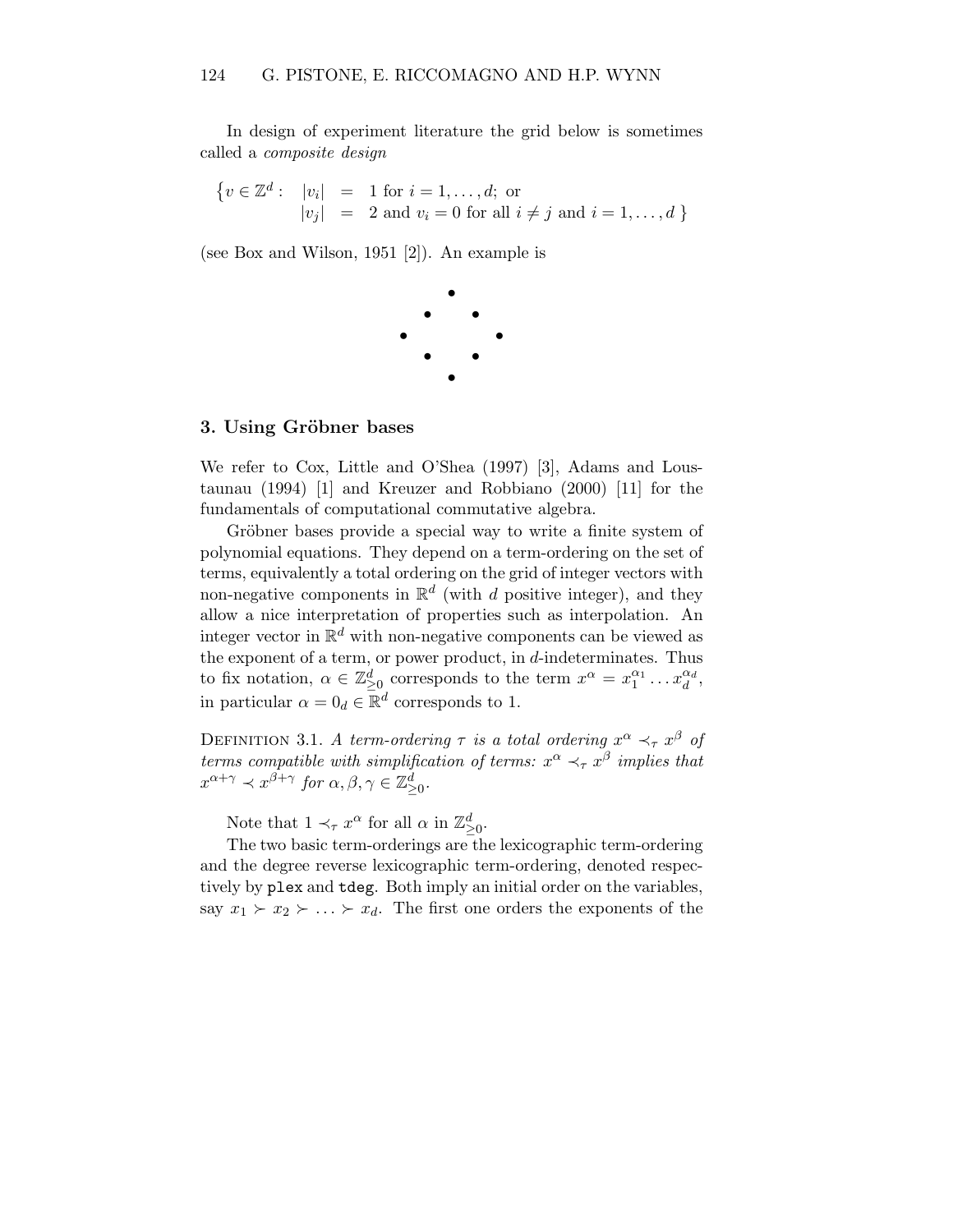In design of experiment literature the grid below is sometimes called a *composite design*

$$\left\{ v \in \mathbb{Z}^d : \begin{array}{lll} |v_i| & = & 1 \text{ for } i = 1, \ldots, d; \text{ or} \\ |v_j| & = & 2 \text{ and } v_i = 0 \text{ for all } i \neq j \text{ and } i = 1, \ldots, d \end{array} \right\}$$

(see Box and Wilson, 1951 [2]). An example is

## 3. Using Gröbner bases

We refer to Cox, Little and O'Shea (1997) [3], Adams and Loustaunau (1994) [1] and Kreuzer and Robbiano (2000) [11] for the fundamentals of computational commutative algebra.

Gröbner bases provide a special way to write a finite system of polynomial equations. They depend on a term-ordering on the set of terms, equivalently a total ordering on the grid of integer vectors with non-negative components in $\mathbb{R}^d$ (with $d$ positive integer), and they allow a nice interpretation of properties such as interpolation. An integer vector in $\mathbb{R}^d$ with non-negative components can be viewed as the exponent of a term, or power product, in $d$-indeterminates. Thus to fix notation, $\alpha \in \mathbb{Z}^d_{\geq 0}$ corresponds to the term $x^\alpha = x_1^{\alpha_1} \ldots x_d^{\alpha_d}$, in particular $\alpha = 0_d \in \mathbb{R}^d$ corresponds to 1.

Definition 3.1. *A term-ordering $\tau$ is a total ordering $x^\alpha \prec_\tau x^\beta$ of terms compatible with simplification of terms: $x^\alpha \prec_\tau x^\beta$ implies that $x^{\alpha+\gamma} \prec x^{\beta+\gamma}$ for $\alpha, \beta, \gamma \in \mathbb{Z}^d_{\geq 0}$.*

Note that $1 \prec_\tau x^\alpha$ for all $\alpha$ in $\mathbb{Z}^d_{\geq 0}$.

The two basic term-orderings are the lexicographic term-ordering and the degree reverse lexicographic term-ordering, denoted respectively by `plex` and `tdeg`. Both imply an initial order on the variables, say $x_1 \succ x_2 \succ \ldots \succ x_d$. The first one orders the exponents of the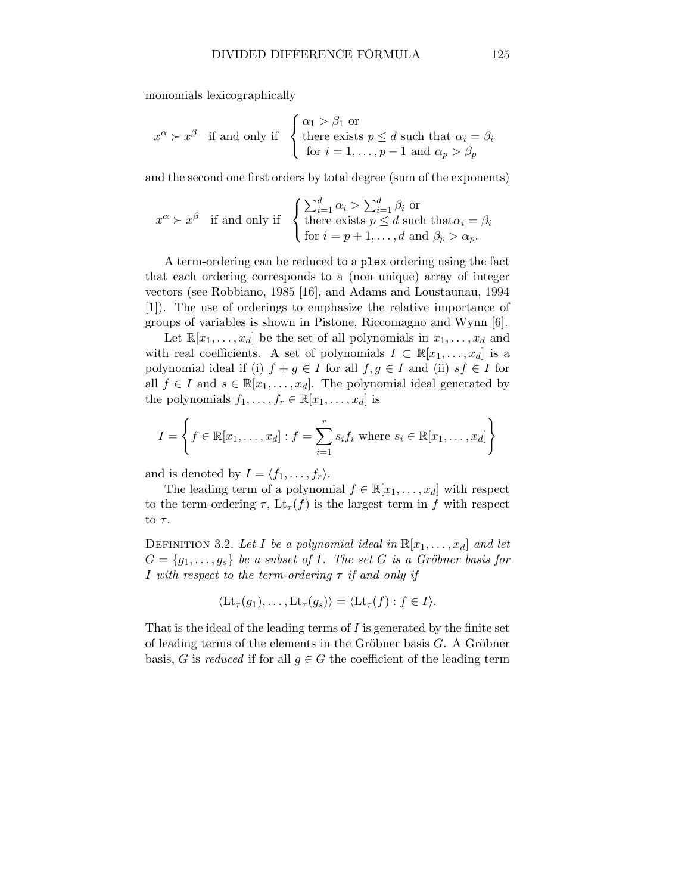monomials lexicographically

$$x^\alpha \succ x^\beta \quad \text{if and only if} \quad \begin{cases} \alpha_1 > \beta_1 \text{ or} \\ \text{there exists } p \leq d \text{ such that } \alpha_i = \beta_i \\ \text{ for } i = 1, \ldots, p-1 \text{ and } \alpha_p > \beta_p \end{cases}$$

and the second one first orders by total degree (sum of the exponents)

$$x^\alpha \succ x^\beta \quad \text{if and only if} \quad \begin{cases} \sum_{i=1}^d \alpha_i > \sum_{i=1}^d \beta_i \text{ or} \\ \text{there exists } p \leq d \text{ such that} \alpha_i = \beta_i \\ \text{for } i = p+1, \ldots, d \text{ and } \beta_p > \alpha_p. \end{cases}$$

A term-ordering can be reduced to a `plex` ordering using the fact that each ordering corresponds to a (non unique) array of integer vectors (see Robbiano, 1985 [16], and Adams and Loustaunau, 1994 [1]). The use of orderings to emphasize the relative importance of groups of variables is shown in Pistone, Riccomagno and Wynn [6].

Let $\mathbb{R}[x_1, \ldots, x_d]$ be the set of all polynomials in $x_1, \ldots, x_d$ and with real coefficients. A set of polynomials $I \subset \mathbb{R}[x_1, \ldots, x_d]$ is a polynomial ideal if (i) $f + g \in I$ for all $f, g \in I$ and (ii) $sf \in I$ for all $f \in I$ and $s \in \mathbb{R}[x_1, \ldots, x_d]$. The polynomial ideal generated by the polynomials $f_1, \ldots, f_r \in \mathbb{R}[x_1, \ldots, x_d]$ is

$$I = \left\{ f \in \mathbb{R}[x_1, \ldots, x_d] : f = \sum_{i=1}^{r} s_i f_i \text{ where } s_i \in \mathbb{R}[x_1, \ldots, x_d] \right\}$$

and is denoted by $I = \langle f_1, \ldots, f_r \rangle$.

The leading term of a polynomial $f \in \mathbb{R}[x_1, \ldots, x_d]$ with respect to the term-ordering $\tau$, $\mathrm{Lt}_\tau(f)$ is the largest term in $f$ with respect to $\tau$.

DEFINITION 3.2. *Let $I$ be a polynomial ideal in $\mathbb{R}[x_1, \ldots, x_d]$ and let $G = \{g_1, \ldots, g_s\}$ be a subset of $I$. The set $G$ is a Gröbner basis for $I$ with respect to the term-ordering $\tau$ if and only if*

$$\langle \mathrm{Lt}_\tau(g_1), \ldots, \mathrm{Lt}_\tau(g_s) \rangle = \langle \mathrm{Lt}_\tau(f) : f \in I \rangle.$$

That is the ideal of the leading terms of $I$ is generated by the finite set of leading terms of the elements in the Gröbner basis $G$. A Gröbner basis, $G$ is *reduced* if for all $g \in G$ the coefficient of the leading term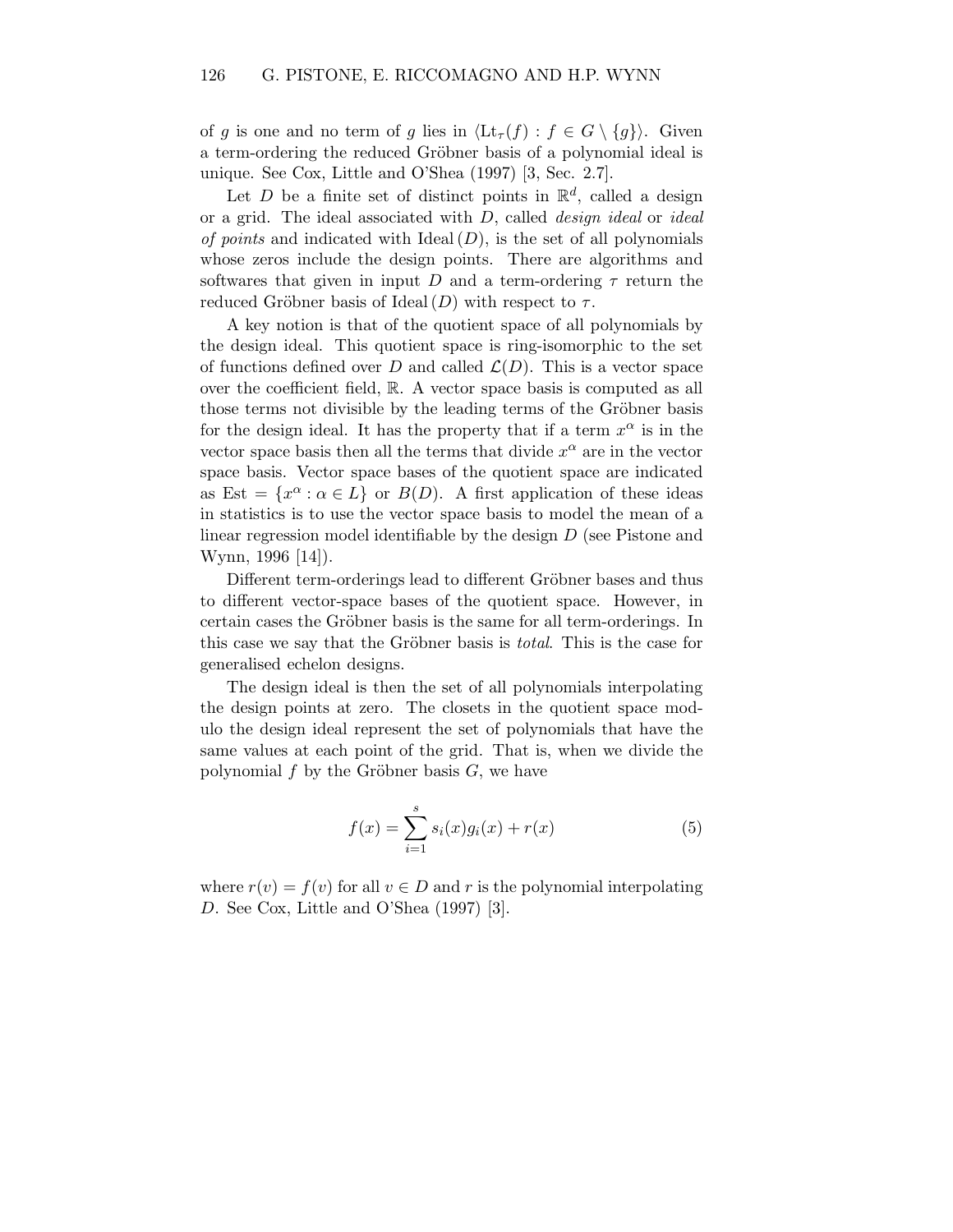of $g$ is one and no term of $g$ lies in $\langle \mathrm{Lt}_\tau(f) : f \in G \setminus \{g\}\rangle$. Given a term-ordering the reduced Gröbner basis of a polynomial ideal is unique. See Cox, Little and O'Shea (1997) [3, Sec. 2.7].

Let $D$ be a finite set of distinct points in $\mathbb{R}^d$, called a design or a grid. The ideal associated with $D$, called *design ideal* or *ideal of points* and indicated with $\mathrm{Ideal}\,(D)$, is the set of all polynomials whose zeros include the design points. There are algorithms and softwares that given in input $D$ and a term-ordering $\tau$ return the reduced Gröbner basis of $\mathrm{Ideal}\,(D)$ with respect to $\tau$.

A key notion is that of the quotient space of all polynomials by the design ideal. This quotient space is ring-isomorphic to the set of functions defined over $D$ and called $\mathcal{L}(D)$. This is a vector space over the coefficient field, $\mathbb{R}$. A vector space basis is computed as all those terms not divisible by the leading terms of the Gröbner basis for the design ideal. It has the property that if a term $x^\alpha$ is in the vector space basis then all the terms that divide $x^\alpha$ are in the vector space basis. Vector space bases of the quotient space are indicated as $\mathrm{Est} = \{x^\alpha : \alpha \in L\}$ or $B(D)$. A first application of these ideas in statistics is to use the vector space basis to model the mean of a linear regression model identifiable by the design $D$ (see Pistone and Wynn, 1996 [14]).

Different term-orderings lead to different Gröbner bases and thus to different vector-space bases of the quotient space. However, in certain cases the Gröbner basis is the same for all term-orderings. In this case we say that the Gröbner basis is *total*. This is the case for generalised echelon designs.

The design ideal is then the set of all polynomials interpolating the design points at zero. The closets in the quotient space modulo the design ideal represent the set of polynomials that have the same values at each point of the grid. That is, when we divide the polynomial $f$ by the Gröbner basis $G$, we have

$$f(x) = \sum_{i=1}^{s} s_i(x) g_i(x) + r(x) \tag{5}$$

where $r(v) = f(v)$ for all $v \in D$ and $r$ is the polynomial interpolating $D$. See Cox, Little and O'Shea (1997) [3].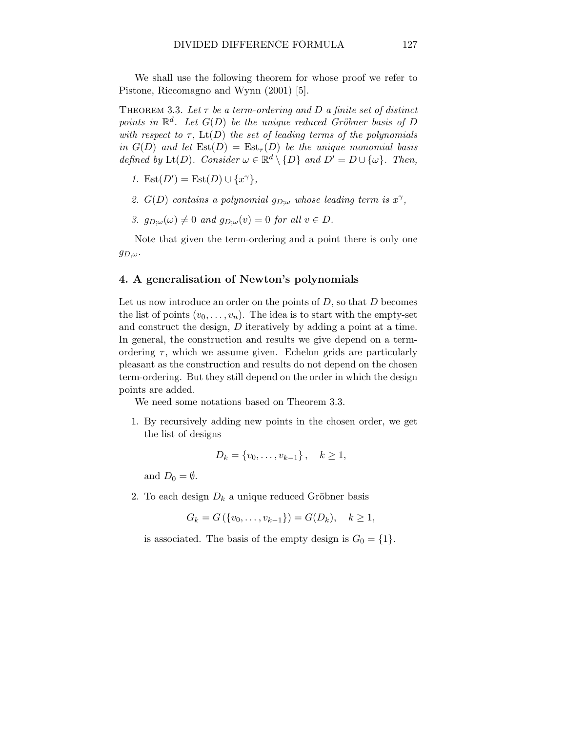We shall use the following theorem for whose proof we refer to Pistone, Riccomagno and Wynn (2001) [5].

Theorem 3.3. *Let $\tau$ be a term-ordering and $D$ a finite set of distinct points in $\mathbb{R}^d$. Let $G(D)$ be the unique reduced Gröbner basis of $D$ with respect to $\tau$, $\mathrm{Lt}(D)$ the set of leading terms of the polynomials in $G(D)$ and let $\mathrm{Est}(D) = \mathrm{Est}_\tau(D)$ be the unique monomial basis defined by $\mathrm{Lt}(D)$. Consider $\omega \in \mathbb{R}^d \setminus \{D\}$ and $D' = D \cup \{\omega\}$. Then,*

1. $\mathrm{Est}(D') = \mathrm{Est}(D) \cup \{x^\gamma\}$,
2. *$G(D)$ contains a polynomial $g_{D;\omega}$ whose leading term is $x^\gamma$,*
3. *$g_{D;\omega}(\omega) \neq 0$ and $g_{D;\omega}(v) = 0$ for all $v \in D$.*

Note that given the term-ordering and a point there is only one $g_{D,\omega}$.

## 4. A generalisation of Newton's polynomials

Let us now introduce an order on the points of $D$, so that $D$ becomes the list of points $(v_0, \ldots, v_n)$. The idea is to start with the empty-set and construct the design, $D$ iteratively by adding a point at a time. In general, the construction and results we give depend on a term-ordering $\tau$, which we assume given. Echelon grids are particularly pleasant as the construction and results do not depend on the chosen term-ordering. But they still depend on the order in which the design points are added.

We need some notations based on Theorem 3.3.

1. By recursively adding new points in the chosen order, we get the list of designs
$$D_k = \{v_0, \ldots, v_{k-1}\}, \quad k \geq 1,$$
and $D_0 = \emptyset$.

2. To each design $D_k$ a unique reduced Gröbner basis
$$G_k = G(\{v_0, \ldots, v_{k-1}\}) = G(D_k), \quad k \geq 1,$$
is associated. The basis of the empty design is $G_0 = \{1\}$.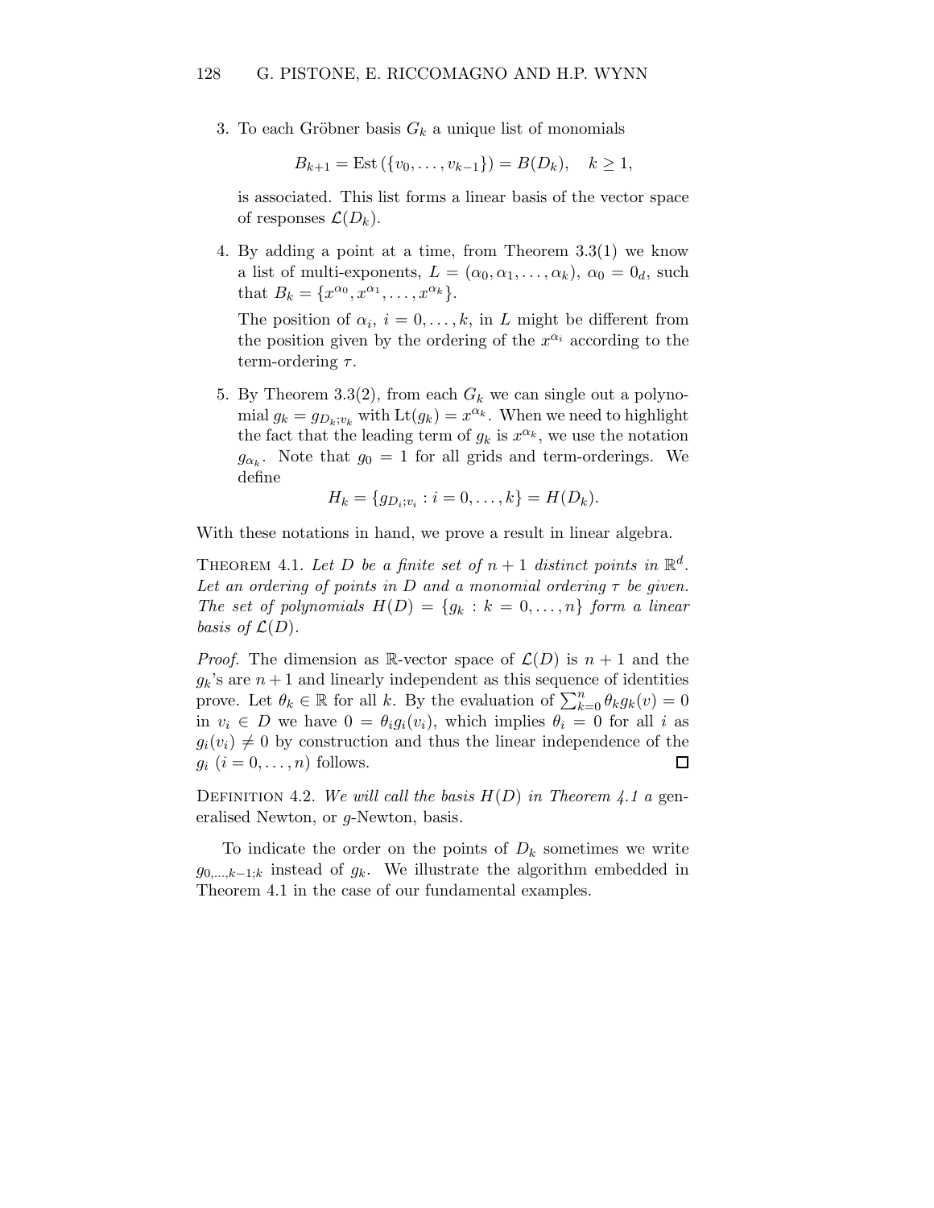3. To each Gröbner basis $G_k$ a unique list of monomials

$$B_{k+1} = \text{Est}\left(\{v_0, \ldots, v_{k-1}\}\right) = B(D_k), \quad k \geq 1,$$

is associated. This list forms a linear basis of the vector space of responses $\mathcal{L}(D_k)$.

4. By adding a point at a time, from Theorem 3.3(1) we know a list of multi-exponents, $L = (\alpha_0, \alpha_1, \ldots, \alpha_k)$, $\alpha_0 = 0_d$, such that $B_k = \{x^{\alpha_0}, x^{\alpha_1}, \ldots, x^{\alpha_k}\}$.

   The position of $\alpha_i$, $i = 0, \ldots, k$, in $L$ might be different from the position given by the ordering of the $x^{\alpha_i}$ according to the term-ordering $\tau$.

5. By Theorem 3.3(2), from each $G_k$ we can single out a polynomial $g_k = g_{D_k;v_k}$ with $\text{Lt}(g_k) = x^{\alpha_k}$. When we need to highlight the fact that the leading term of $g_k$ is $x^{\alpha_k}$, we use the notation $g_{\alpha_k}$. Note that $g_0 = 1$ for all grids and term-orderings. We define

$$H_k = \{g_{D_i;v_i} : i = 0, \ldots, k\} = H(D_k).$$

With these notations in hand, we prove a result in linear algebra.

THEOREM 4.1. *Let $D$ be a finite set of $n+1$ distinct points in $\mathbb{R}^d$. Let an ordering of points in $D$ and a monomial ordering $\tau$ be given. The set of polynomials $H(D) = \{g_k : k = 0, \ldots, n\}$ form a linear basis of $\mathcal{L}(D)$.*

*Proof.* The dimension as $\mathbb{R}$-vector space of $\mathcal{L}(D)$ is $n+1$ and the $g_k$'s are $n+1$ and linearly independent as this sequence of identities prove. Let $\theta_k \in \mathbb{R}$ for all $k$. By the evaluation of $\sum_{k=0}^{n} \theta_k g_k(v) = 0$ in $v_i \in D$ we have $0 = \theta_i g_i(v_i)$, which implies $\theta_i = 0$ for all $i$ as $g_i(v_i) \neq 0$ by construction and thus the linear independence of the $g_i$ $(i = 0, \ldots, n)$ follows. □

DEFINITION 4.2. *We will call the basis $H(D)$ in Theorem 4.1 a* generalised Newton, or $g$-Newton, basis.

To indicate the order on the points of $D_k$ sometimes we write $g_{0,\ldots,k-1;k}$ instead of $g_k$. We illustrate the algorithm embedded in Theorem 4.1 in the case of our fundamental examples.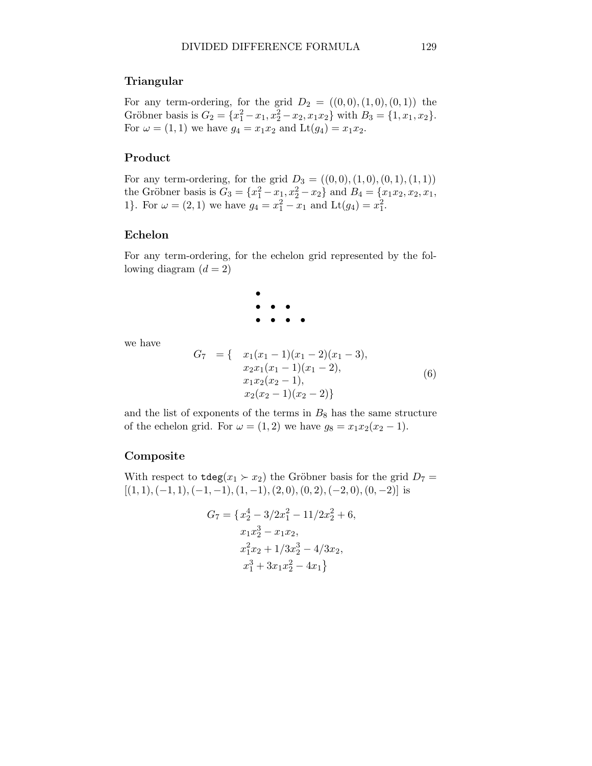### Triangular

For any term-ordering, for the grid $D_2 = ((0,0),(1,0),(0,1))$ the Gröbner basis is $G_2 = \{x_1^2 - x_1, x_2^2 - x_2, x_1x_2\}$ with $B_3 = \{1, x_1, x_2\}$. For $\omega = (1,1)$ we have $g_4 = x_1x_2$ and $\mathrm{Lt}(g_4) = x_1x_2$.

### Product

For any term-ordering, for the grid $D_3 = ((0,0),(1,0),(0,1),(1,1))$ the Gröbner basis is $G_3 = \{x_1^2 - x_1, x_2^2 - x_2\}$ and $B_4 = \{x_1x_2, x_2, x_1, 1\}$. For $\omega = (2,1)$ we have $g_4 = x_1^2 - x_1$ and $\mathrm{Lt}(g_4) = x_1^2$.

### Echelon

For any term-ordering, for the echelon grid represented by the following diagram ($d = 2$)

```
•
•  •  •
•  •  •  •
```

we have

$$
\begin{aligned}
G_7 \quad = \{ \quad & x_1(x_1-1)(x_1-2)(x_1-3), \\
& x_2x_1(x_1-1)(x_1-2), \\
& x_1x_2(x_2-1), \\
& x_2(x_2-1)(x_2-2)\}
\end{aligned} \tag{6}
$$

and the list of exponents of the terms in $B_8$ has the same structure of the echelon grid. For $\omega = (1,2)$ we have $g_8 = x_1x_2(x_2-1)$.

### Composite

With respect to $\mathtt{tdeg}(x_1 \succ x_2)$ the Gröbner basis for the grid $D_7 = [(1,1),(-1,1),(-1,-1),(1,-1),(2,0),(0,2),(-2,0),(0,-2)]$ is

$$
\begin{aligned}
G_7 = \{ & x_2^4 - 3/2x_1^2 - 11/2x_2^2 + 6, \\
& x_1x_2^3 - x_1x_2, \\
& x_1^2x_2 + 1/3x_2^3 - 4/3x_2, \\
& x_1^3 + 3x_1x_2^2 - 4x_1\}
\end{aligned}
$$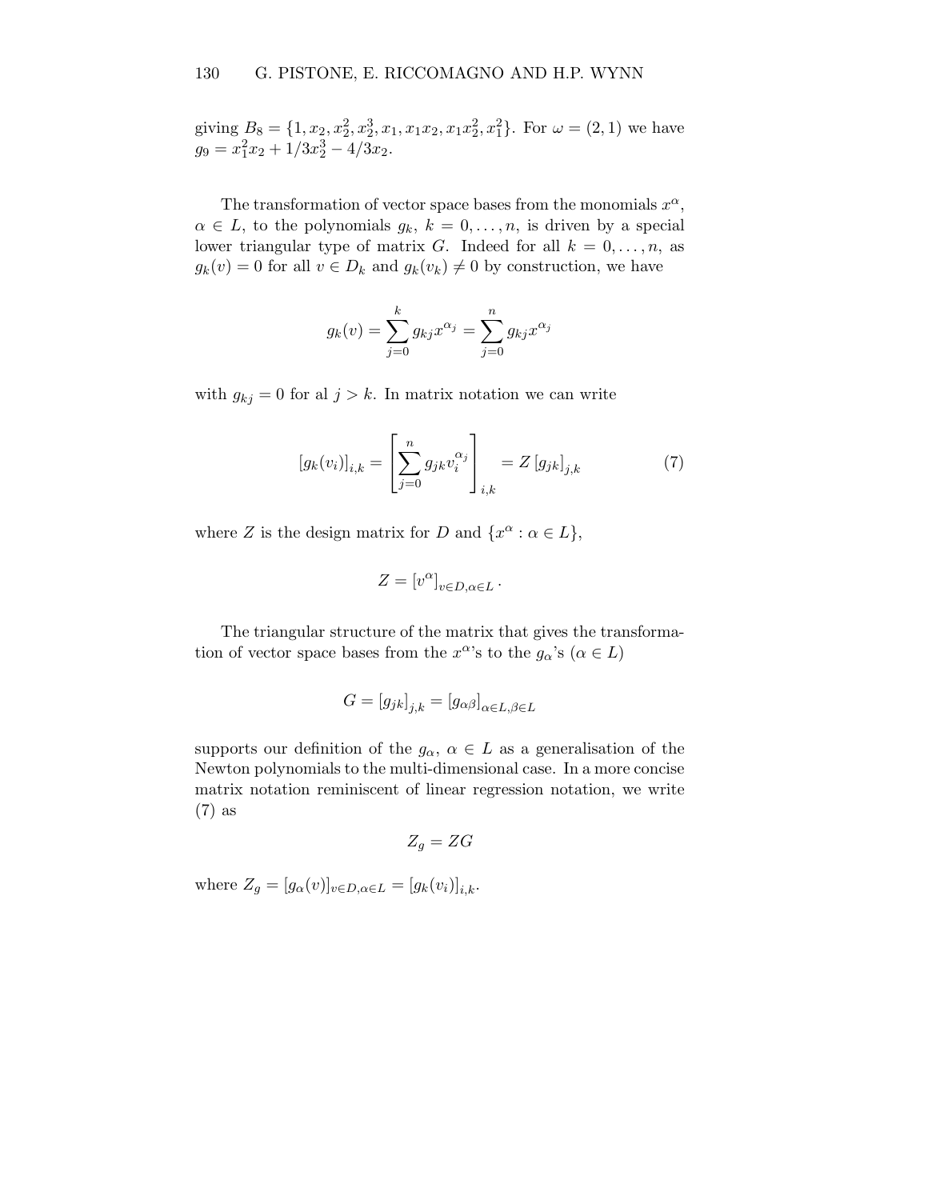giving $B_8 = \{1, x_2, x_2^2, x_2^3, x_1, x_1x_2, x_1x_2^2, x_1^2\}$. For $\omega = (2, 1)$ we have $g_9 = x_1^2x_2 + 1/3x_2^3 - 4/3x_2$.

The transformation of vector space bases from the monomials $x^\alpha$, $\alpha \in L$, to the polynomials $g_k$, $k = 0, \ldots, n$, is driven by a special lower triangular type of matrix $G$. Indeed for all $k = 0, \ldots, n$, as $g_k(v) = 0$ for all $v \in D_k$ and $g_k(v_k) \neq 0$ by construction, we have

$$g_k(v) = \sum_{j=0}^{k} g_{kj} x^{\alpha_j} = \sum_{j=0}^{n} g_{kj} x^{\alpha_j}$$

with $g_{kj} = 0$ for al $j > k$. In matrix notation we can write

$$[g_k(v_i)]_{i,k} = \left[ \sum_{j=0}^{n} g_{jk} v_i^{\alpha_j} \right]_{i,k} = Z \left[ g_{jk} \right]_{j,k} \tag{7}$$

where $Z$ is the design matrix for $D$ and $\{x^\alpha : \alpha \in L\}$,

$$Z = [v^\alpha]_{v \in D, \alpha \in L}.$$

The triangular structure of the matrix that gives the transformation of vector space bases from the $x^\alpha$'s to the $g_\alpha$'s ($\alpha \in L$)

$$G = [g_{jk}]_{j,k} = [g_{\alpha\beta}]_{\alpha \in L, \beta \in L}$$

supports our definition of the $g_\alpha$, $\alpha \in L$ as a generalisation of the Newton polynomials to the multi-dimensional case. In a more concise matrix notation reminiscent of linear regression notation, we write (7) as

$$Z_g = ZG$$

where $Z_g = [g_\alpha(v)]_{v \in D, \alpha \in L} = [g_k(v_i)]_{i,k}$.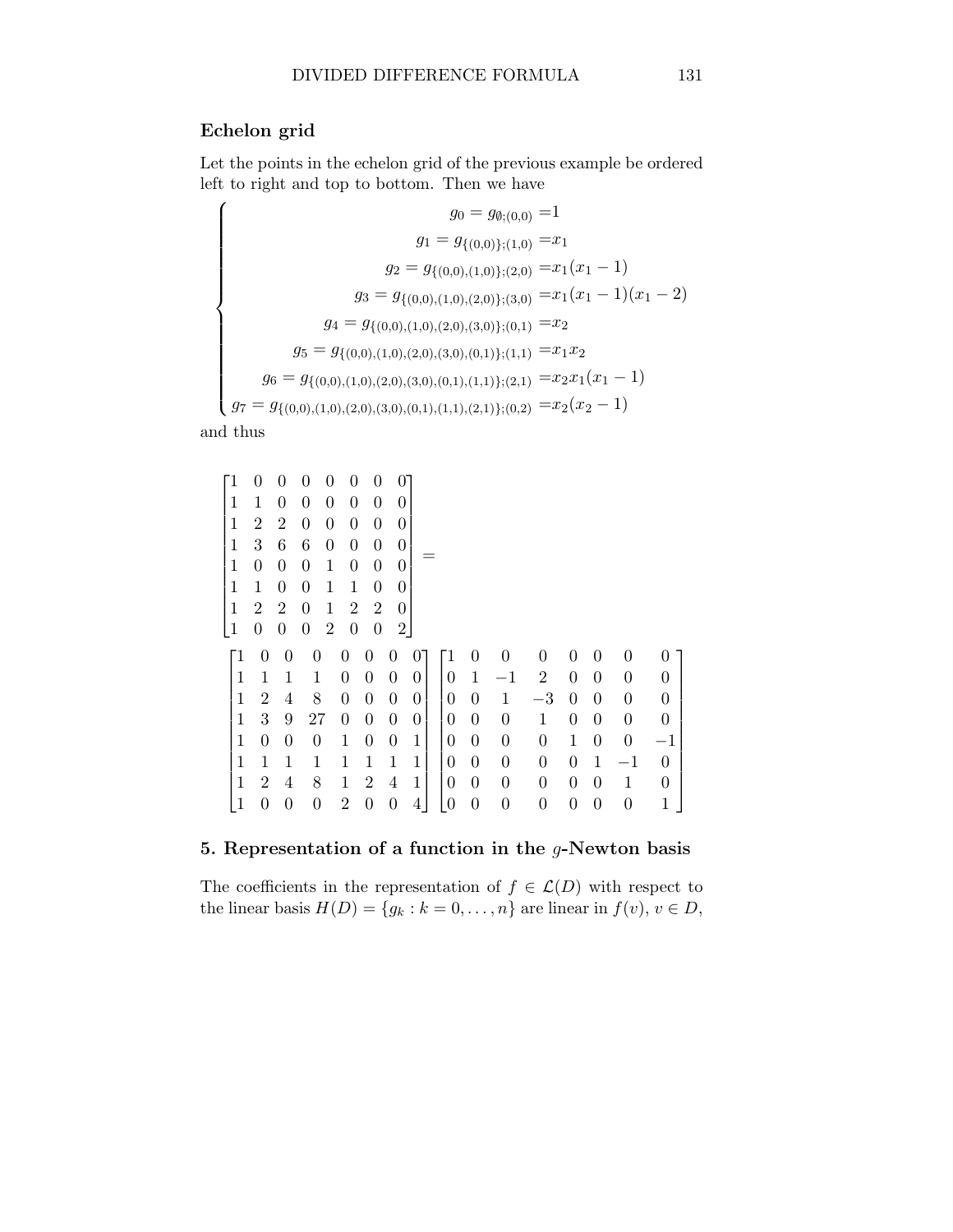### Echelon grid

Let the points in the echelon grid of the previous example be ordered left to right and top to bottom. Then we have

$$
\begin{cases}
g_0 = g_{\emptyset;(0,0)} &= 1 \\
g_1 = g_{\{(0,0)\};(1,0)} &= x_1 \\
g_2 = g_{\{(0,0),(1,0)\};(2,0)} &= x_1(x_1-1) \\
g_3 = g_{\{(0,0),(1,0),(2,0)\};(3,0)} &= x_1(x_1-1)(x_1-2) \\
g_4 = g_{\{(0,0),(1,0),(2,0),(3,0)\};(0,1)} &= x_2 \\
g_5 = g_{\{(0,0),(1,0),(2,0),(3,0),(0,1)\};(1,1)} &= x_1 x_2 \\
g_6 = g_{\{(0,0),(1,0),(2,0),(3,0),(0,1),(1,1)\};(2,1)} &= x_2 x_1(x_1-1) \\
g_7 = g_{\{(0,0),(1,0),(2,0),(3,0),(0,1),(1,1),(2,1)\};(0,2)} &= x_2(x_2-1)
\end{cases}
$$

and thus

$$
\begin{bmatrix}
1 & 0 & 0 & 0 & 0 & 0 & 0 & 0 \\
1 & 1 & 0 & 0 & 0 & 0 & 0 & 0 \\
1 & 2 & 2 & 0 & 0 & 0 & 0 & 0 \\
1 & 3 & 6 & 6 & 0 & 0 & 0 & 0 \\
1 & 0 & 0 & 0 & 1 & 0 & 0 & 0 \\
1 & 1 & 0 & 0 & 1 & 1 & 0 & 0 \\
1 & 2 & 2 & 0 & 1 & 2 & 2 & 0 \\
1 & 0 & 0 & 0 & 2 & 0 & 0 & 2
\end{bmatrix}
=
$$

$$
\begin{bmatrix}
1 & 0 & 0 & 0 & 0 & 0 & 0 & 0 \\
1 & 1 & 1 & 1 & 0 & 0 & 0 & 0 \\
1 & 2 & 4 & 8 & 0 & 0 & 0 & 0 \\
1 & 3 & 9 & 27 & 0 & 0 & 0 & 0 \\
1 & 0 & 0 & 0 & 1 & 0 & 0 & 1 \\
1 & 1 & 1 & 1 & 1 & 1 & 1 & 1 \\
1 & 2 & 4 & 8 & 1 & 2 & 4 & 1 \\
1 & 0 & 0 & 0 & 2 & 0 & 0 & 4
\end{bmatrix}
\begin{bmatrix}
1 & 0 & 0 & 0 & 0 & 0 & 0 & 0 \\
0 & 1 & -1 & 2 & 0 & 0 & 0 & 0 \\
0 & 0 & 1 & -3 & 0 & 0 & 0 & 0 \\
0 & 0 & 0 & 1 & 0 & 0 & 0 & 0 \\
0 & 0 & 0 & 0 & 1 & 0 & 0 & -1 \\
0 & 0 & 0 & 0 & 0 & 1 & -1 & 0 \\
0 & 0 & 0 & 0 & 0 & 0 & 1 & 0 \\
0 & 0 & 0 & 0 & 0 & 0 & 0 & 1
\end{bmatrix}
$$

## 5. Representation of a function in the $g$-Newton basis

The coefficients in the representation of $f \in \mathcal{L}(D)$ with respect to the linear basis $H(D) = \{g_k : k = 0, \ldots, n\}$ are linear in $f(v)$, $v \in D$,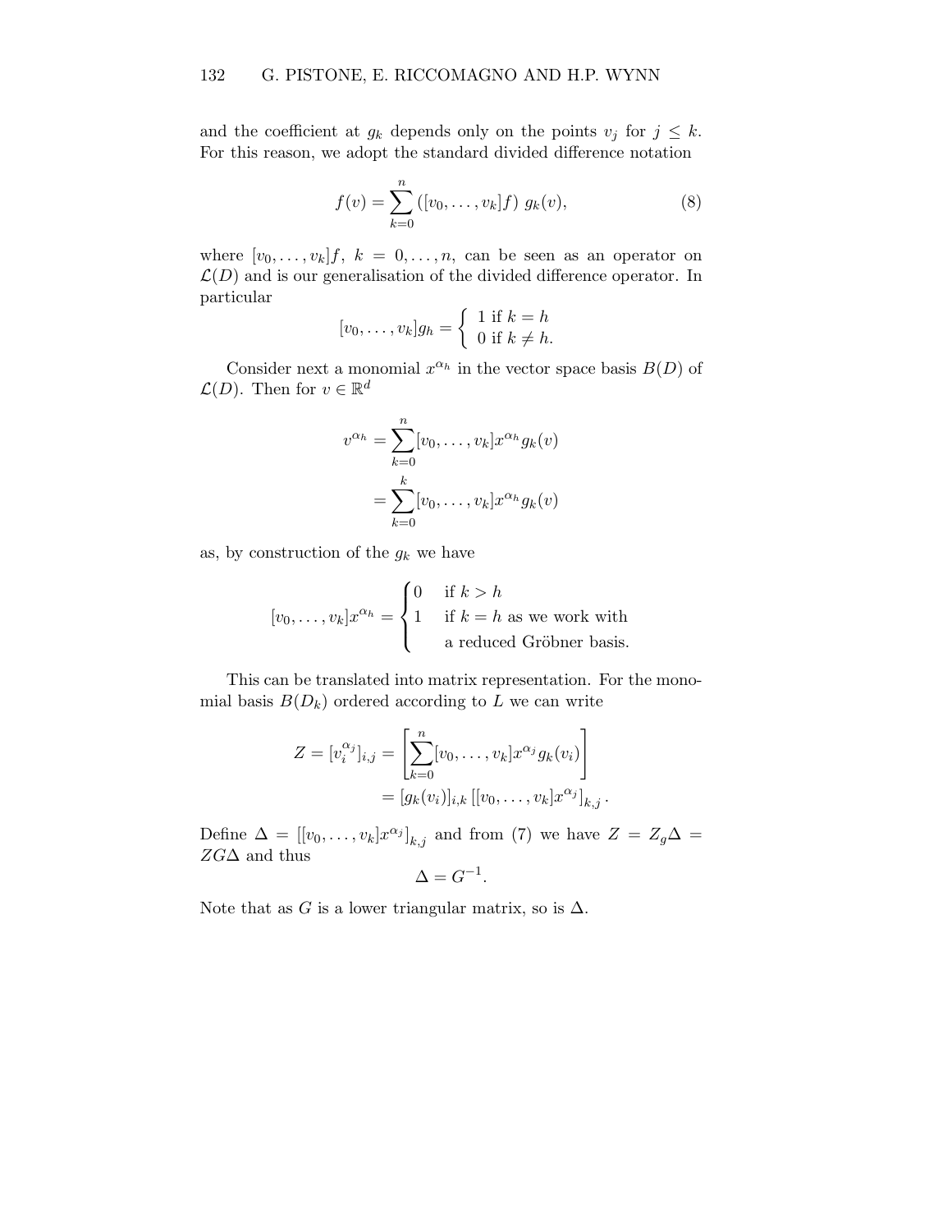and the coefficient at $g_k$ depends only on the points $v_j$ for $j \leq k$. For this reason, we adopt the standard divided difference notation

$$f(v) = \sum_{k=0}^{n} ([v_0, \ldots, v_k]f) \; g_k(v), \tag{8}$$

where $[v_0, \ldots, v_k]f$, $k = 0, \ldots, n$, can be seen as an operator on $\mathcal{L}(D)$ and is our generalisation of the divided difference operator. In particular

$$[v_0, \ldots, v_k]g_h = \begin{cases} 1 \text{ if } k = h \\ 0 \text{ if } k \neq h. \end{cases}$$

Consider next a monomial $x^{\alpha_h}$ in the vector space basis $B(D)$ of $\mathcal{L}(D)$. Then for $v \in \mathbb{R}^d$

$$\begin{aligned} v^{\alpha_h} &= \sum_{k=0}^{n} [v_0, \ldots, v_k] x^{\alpha_h} g_k(v) \\ &= \sum_{k=0}^{k} [v_0, \ldots, v_k] x^{\alpha_h} g_k(v) \end{aligned}$$

as, by construction of the $g_k$ we have

$$[v_0, \ldots, v_k] x^{\alpha_h} = \begin{cases} 0 & \text{if } k > h \\ 1 & \text{if } k = h \text{ as we work with} \\ & \text{a reduced Gröbner basis.} \end{cases}$$

This can be translated into matrix representation. For the monomial basis $B(D_k)$ ordered according to $L$ we can write

$$\begin{aligned} Z = [v_i^{\alpha_j}]_{i,j} &= \left[ \sum_{k=0}^{n} [v_0, \ldots, v_k] x^{\alpha_j} g_k(v_i) \right] \\ &= [g_k(v_i)]_{i,k} \left[ [v_0, \ldots, v_k] x^{\alpha_j} \right]_{k,j}. \end{aligned}$$

Define $\Delta = \left[ [v_0, \ldots, v_k] x^{\alpha_j} \right]_{k,j}$ and from (7) we have $Z = Z_g \Delta = Z G \Delta$ and thus

$$\Delta = G^{-1}.$$

Note that as $G$ is a lower triangular matrix, so is $\Delta$.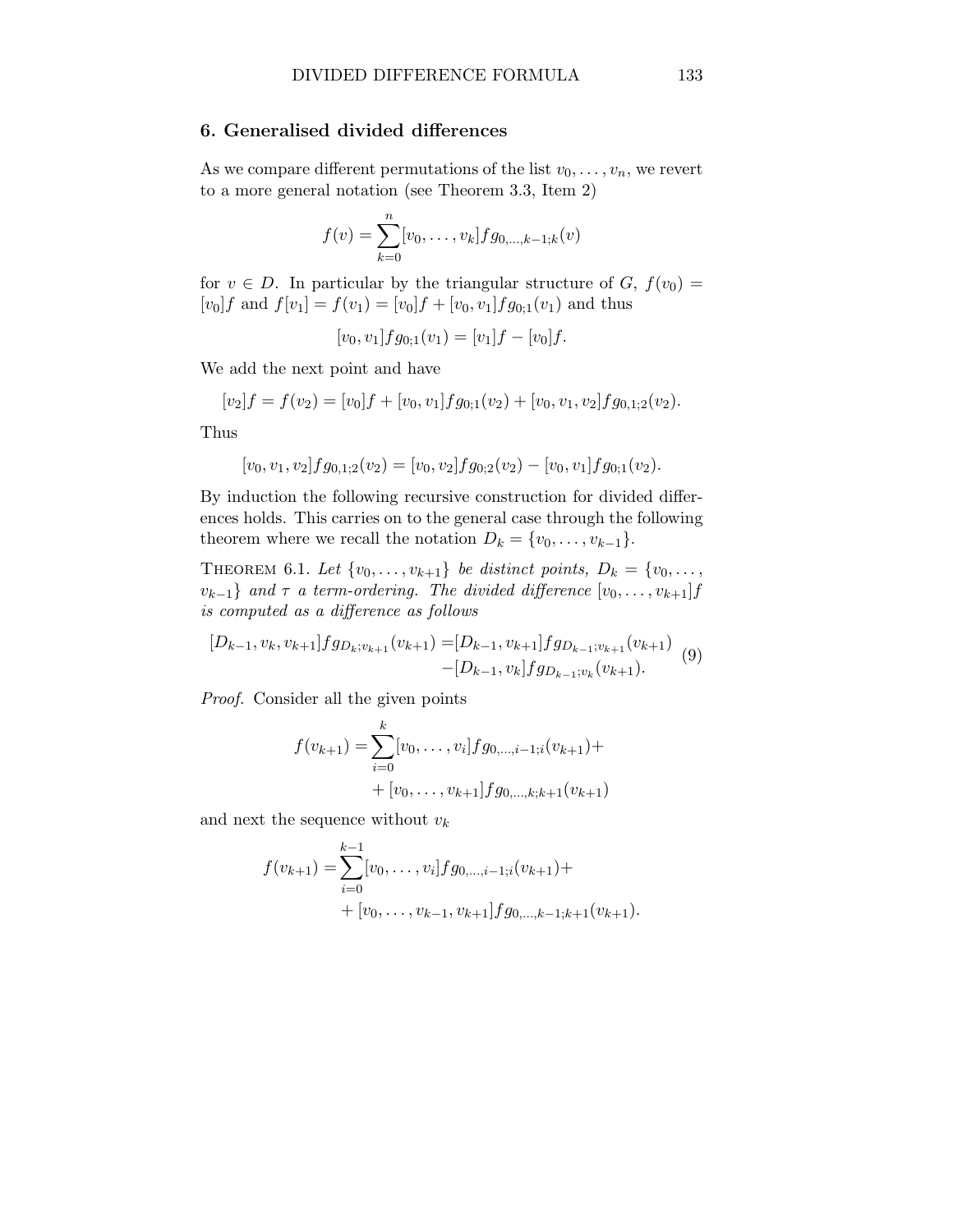## 6. Generalised divided differences

As we compare different permutations of the list $v_0, \dots, v_n$, we revert to a more general notation (see Theorem 3.3, Item 2)

$$f(v) = \sum_{k=0}^{n} [v_0, \dots, v_k] f g_{0,\dots,k-1;k}(v)$$

for $v \in D$. In particular by the triangular structure of $G$, $f(v_0) = [v_0]f$ and $f[v_1] = f(v_1) = [v_0]f + [v_0, v_1]fg_{0;1}(v_1)$ and thus

$$[v_0, v_1]fg_{0;1}(v_1) = [v_1]f - [v_0]f.$$

We add the next point and have

$$[v_2]f = f(v_2) = [v_0]f + [v_0, v_1]fg_{0;1}(v_2) + [v_0, v_1, v_2]fg_{0,1;2}(v_2).$$

Thus

$$[v_0, v_1, v_2]fg_{0,1;2}(v_2) = [v_0, v_2]fg_{0;2}(v_2) - [v_0, v_1]fg_{0;1}(v_2).$$

By induction the following recursive construction for divided differences holds. This carries on to the general case through the following theorem where we recall the notation $D_k = \{v_0, \dots, v_{k-1}\}$.

THEOREM 6.1. *Let $\{v_0, \dots, v_{k+1}\}$ be distinct points, $D_k = \{v_0, \dots, v_{k-1}\}$ and $\tau$ a term-ordering. The divided difference $[v_0, \dots, v_{k+1}]f$ is computed as a difference as follows*

$$[D_{k-1}, v_k, v_{k+1}]fg_{D_k;v_{k+1}}(v_{k+1}) = [D_{k-1}, v_{k+1}]fg_{D_{k-1};v_{k+1}}(v_{k+1}) - [D_{k-1}, v_k]fg_{D_{k-1};v_k}(v_{k+1}). \tag{9}$$

*Proof.* Consider all the given points

$$f(v_{k+1}) = \sum_{i=0}^{k} [v_0, \dots, v_i]fg_{0,\dots,i-1;i}(v_{k+1}) + [v_0, \dots, v_{k+1}]fg_{0,\dots,k;k+1}(v_{k+1})$$

and next the sequence without $v_k$

$$f(v_{k+1}) = \sum_{i=0}^{k-1} [v_0, \dots, v_i]fg_{0,\dots,i-1;i}(v_{k+1}) + [v_0, \dots, v_{k-1}, v_{k+1}]fg_{0,\dots,k-1;k+1}(v_{k+1}).$$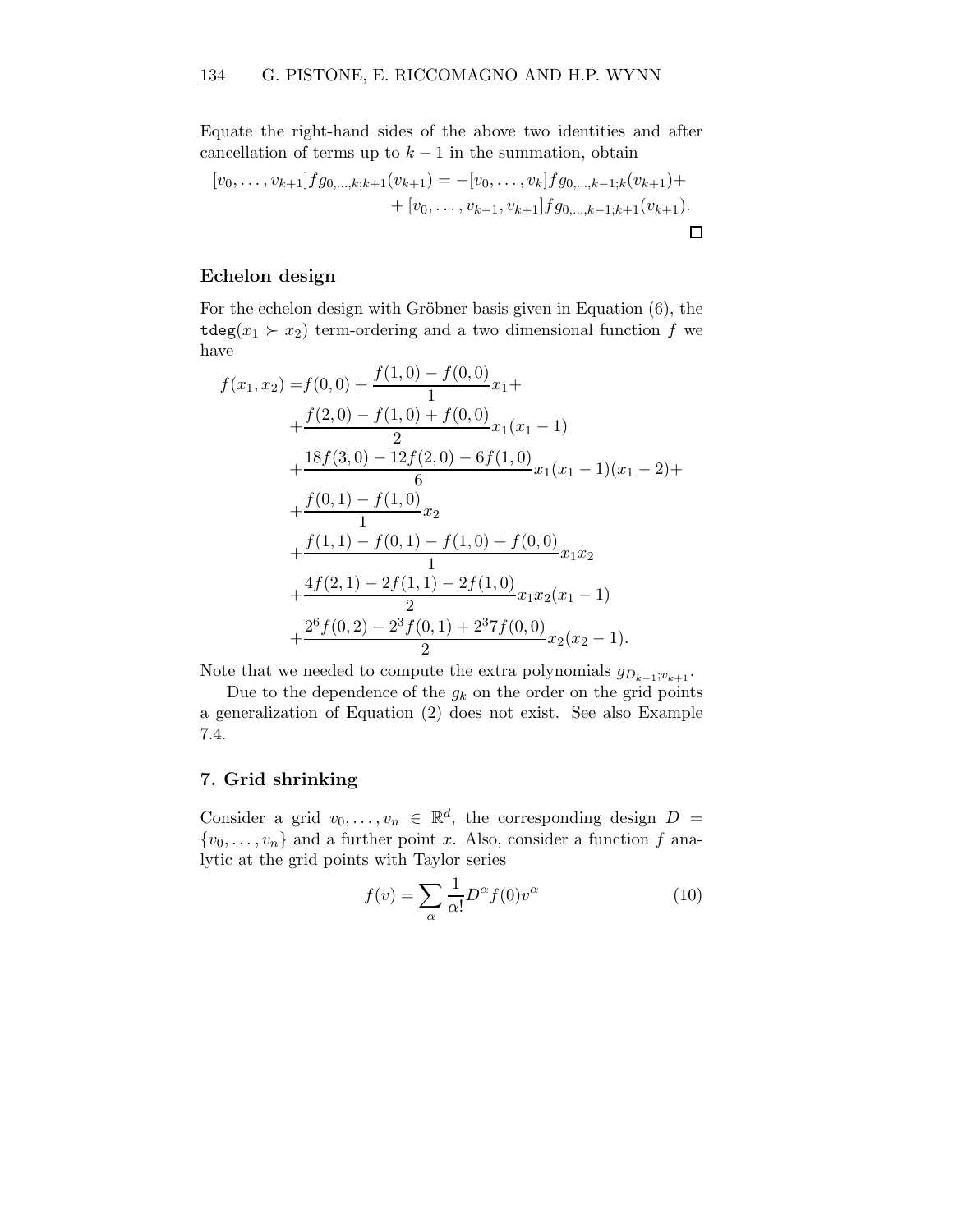Equate the right-hand sides of the above two identities and after cancellation of terms up to $k-1$ in the summation, obtain

$$
\begin{aligned}
[v_0, \ldots, v_{k+1}] f g_{0,\ldots,k;k+1}(v_{k+1}) = & -[v_0, \ldots, v_k] f g_{0,\ldots,k-1;k}(v_{k+1}) + \\
& + [v_0, \ldots, v_{k-1}, v_{k+1}] f g_{0,\ldots,k-1;k+1}(v_{k+1}).
\end{aligned}
$$

$\square$

### Echelon design

For the echelon design with Gröbner basis given in Equation (6), the $\mathtt{tdeg}(x_1 \succ x_2)$ term-ordering and a two dimensional function $f$ we have

$$
\begin{aligned}
f(x_1, x_2) = & f(0,0) + \frac{f(1,0) - f(0,0)}{1} x_1 + \\
& + \frac{f(2,0) - f(1,0) + f(0,0)}{2} x_1(x_1 - 1) \\
& + \frac{18f(3,0) - 12f(2,0) - 6f(1,0)}{6} x_1(x_1-1)(x_1-2) + \\
& + \frac{f(0,1) - f(1,0)}{1} x_2 \\
& + \frac{f(1,1) - f(0,1) - f(1,0) + f(0,0)}{1} x_1 x_2 \\
& + \frac{4f(2,1) - 2f(1,1) - 2f(1,0)}{2} x_1 x_2 (x_1 - 1) \\
& + \frac{2^6 f(0,2) - 2^3 f(0,1) + 2^3 7 f(0,0)}{2} x_2(x_2 - 1).
\end{aligned}
$$

Note that we needed to compute the extra polynomials $g_{D_{k-1};v_{k+1}}$.

Due to the dependence of the $g_k$ on the order on the grid points a generalization of Equation (2) does not exist. See also Example 7.4.

## 7. Grid shrinking

Consider a grid $v_0, \ldots, v_n \in \mathbb{R}^d$, the corresponding design $D = \{v_0, \ldots, v_n\}$ and a further point $x$. Also, consider a function $f$ analytic at the grid points with Taylor series

$$
f(v) = \sum_{\alpha} \frac{1}{\alpha!} D^{\alpha} f(0) v^{\alpha} \tag{10}
$$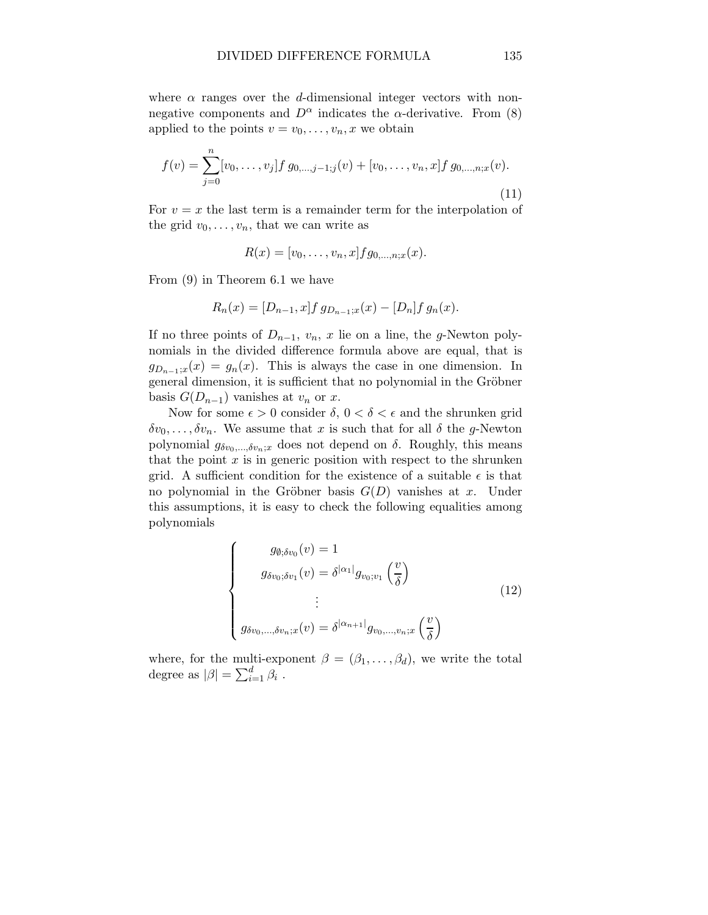where $\alpha$ ranges over the $d$-dimensional integer vectors with non-negative components and $D^\alpha$ indicates the $\alpha$-derivative. From (8) applied to the points $v = v_0, \ldots, v_n, x$ we obtain

$$f(v) = \sum_{j=0}^{n} [v_0, \ldots, v_j] f \, g_{0,\ldots,j-1;j}(v) + [v_0, \ldots, v_n, x] f \, g_{0,\ldots,n;x}(v). \tag{11}$$

For $v = x$ the last term is a remainder term for the interpolation of the grid $v_0, \ldots, v_n$, that we can write as

$$R(x) = [v_0, \ldots, v_n, x] f g_{0,\ldots,n;x}(x).$$

From (9) in Theorem 6.1 we have

$$R_n(x) = [D_{n-1}, x] f \, g_{D_{n-1};x}(x) - [D_n] f \, g_n(x).$$

If no three points of $D_{n-1}$, $v_n$, $x$ lie on a line, the $g$-Newton polynomials in the divided difference formula above are equal, that is $g_{D_{n-1};x}(x) = g_n(x)$. This is always the case in one dimension. In general dimension, it is sufficient that no polynomial in the Gröbner basis $G(D_{n-1})$ vanishes at $v_n$ or $x$.

Now for some $\epsilon > 0$ consider $\delta$, $0 < \delta < \epsilon$ and the shrunken grid $\delta v_0, \ldots, \delta v_n$. We assume that $x$ is such that for all $\delta$ the $g$-Newton polynomial $g_{\delta v_0, \ldots, \delta v_n; x}$ does not depend on $\delta$. Roughly, this means that the point $x$ is in generic position with respect to the shrunken grid. A sufficient condition for the existence of a suitable $\epsilon$ is that no polynomial in the Gröbner basis $G(D)$ vanishes at $x$. Under this assumptions, it is easy to check the following equalities among polynomials

$$\begin{cases} g_{\emptyset;\delta v_0}(v) = 1 \\ g_{\delta v_0;\delta v_1}(v) = \delta^{|\alpha_1|} g_{v_0;v_1}\left(\dfrac{v}{\delta}\right) \\ \qquad \vdots \\ g_{\delta v_0,\ldots,\delta v_n;x}(v) = \delta^{|\alpha_{n+1}|} g_{v_0,\ldots,v_n;x}\left(\dfrac{v}{\delta}\right) \end{cases} \tag{12}$$

where, for the multi-exponent $\beta = (\beta_1, \ldots, \beta_d)$, we write the total degree as $|\beta| = \sum_{i=1}^{d} \beta_i$ .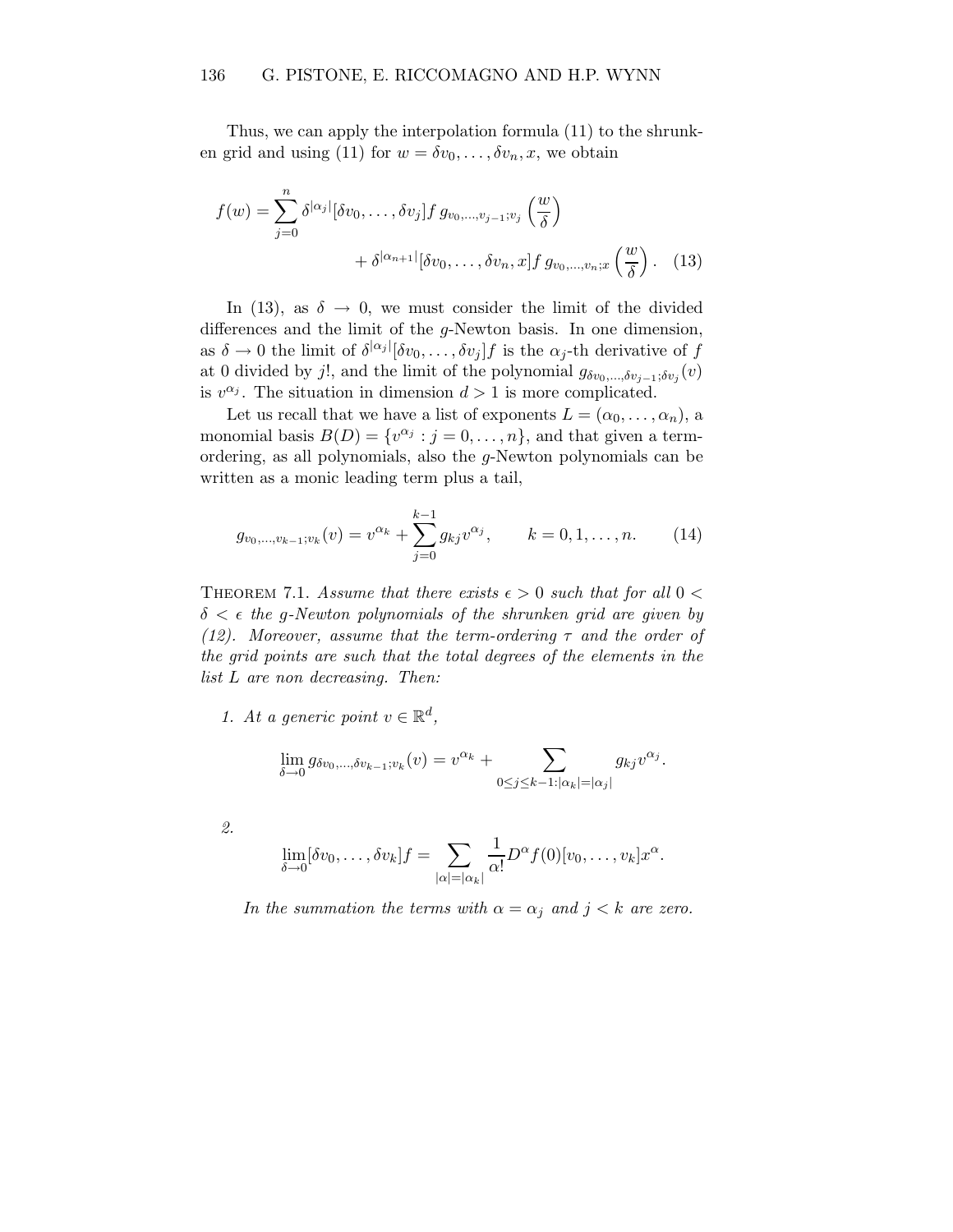Thus, we can apply the interpolation formula (11) to the shrunken grid and using (11) for $w = \delta v_0, \ldots, \delta v_n, x$, we obtain

$$f(w) = \sum_{j=0}^{n} \delta^{|\alpha_j|}[\delta v_0, \ldots, \delta v_j] f \, g_{v_0,\ldots,v_{j-1};v_j}\left(\frac{w}{\delta}\right) + \delta^{|\alpha_{n+1}|}[\delta v_0, \ldots, \delta v_n, x] f \, g_{v_0,\ldots,v_n;x}\left(\frac{w}{\delta}\right). \quad (13)$$

In (13), as $\delta \to 0$, we must consider the limit of the divided differences and the limit of the $g$-Newton basis. In one dimension, as $\delta \to 0$ the limit of $\delta^{|\alpha_j|}[\delta v_0, \ldots, \delta v_j] f$ is the $\alpha_j$-th derivative of $f$ at 0 divided by $j!$, and the limit of the polynomial $g_{\delta v_0,\ldots,\delta v_{j-1};\delta v_j}(v)$ is $v^{\alpha_j}$. The situation in dimension $d > 1$ is more complicated.

Let us recall that we have a list of exponents $L = (\alpha_0, \ldots, \alpha_n)$, a monomial basis $B(D) = \{v^{\alpha_j} : j = 0, \ldots, n\}$, and that given a term-ordering, as all polynomials, also the $g$-Newton polynomials can be written as a monic leading term plus a tail,

$$g_{v_0,\ldots,v_{k-1};v_k}(v) = v^{\alpha_k} + \sum_{j=0}^{k-1} g_{kj} v^{\alpha_j}, \qquad k = 0, 1, \ldots, n. \quad (14)$$

THEOREM 7.1. *Assume that there exists $\epsilon > 0$ such that for all $0 < \delta < \epsilon$ the $g$-Newton polynomials of the shrunken grid are given by (12). Moreover, assume that the term-ordering $\tau$ and the order of the grid points are such that the total degrees of the elements in the list $L$ are non decreasing. Then:*

1. *At a generic point $v \in \mathbb{R}^d$,*

$$\lim_{\delta \to 0} g_{\delta v_0,\ldots,\delta v_{k-1};v_k}(v) = v^{\alpha_k} + \sum_{0 \le j \le k-1 : |\alpha_k| = |\alpha_j|} g_{kj} v^{\alpha_j}.$$

2.

$$\lim_{\delta \to 0} [\delta v_0, \ldots, \delta v_k] f = \sum_{|\alpha| = |\alpha_k|} \frac{1}{\alpha!} D^\alpha f(0)[v_0, \ldots, v_k] x^\alpha.$$

*In the summation the terms with $\alpha = \alpha_j$ and $j < k$ are zero.*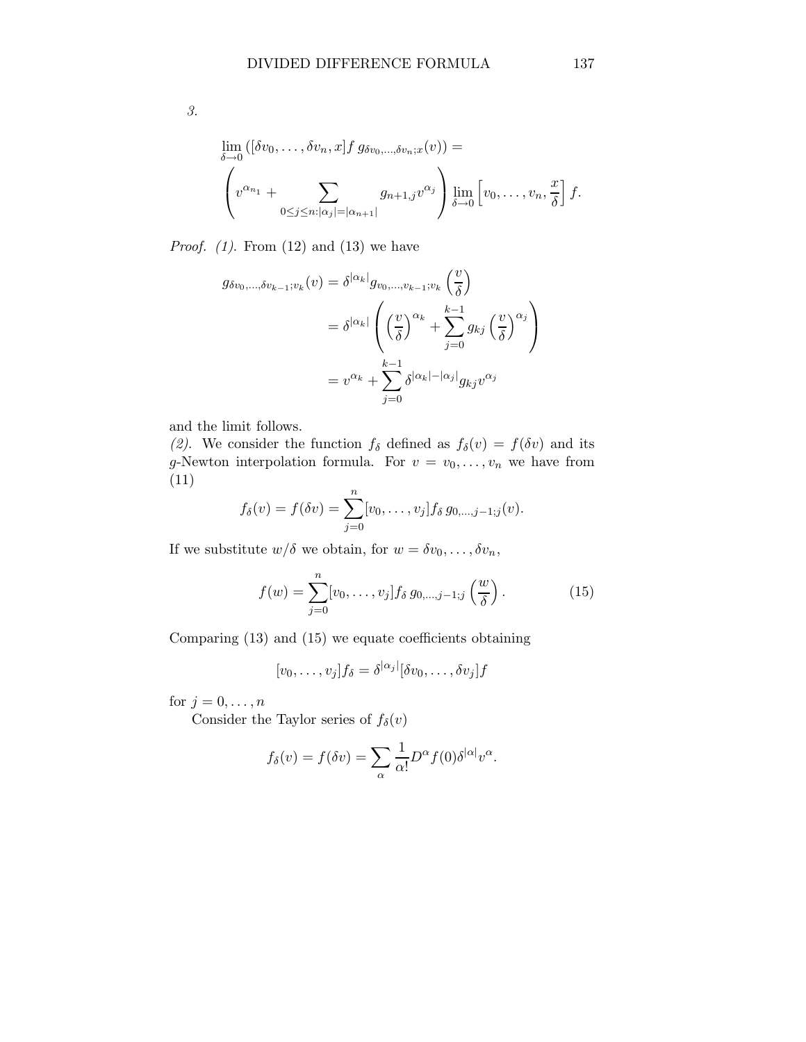*3.*

$$\lim_{\delta \to 0} \left( [\delta v_0, \ldots, \delta v_n, x] f \, g_{\delta v_0, \ldots, \delta v_n; x}(v) \right) =$$
$$\left( v^{\alpha_{n_1}} + \sum_{0 \le j \le n : |\alpha_j| = |\alpha_{n+1}|} g_{n+1,j} v^{\alpha_j} \right) \lim_{\delta \to 0} \left[ v_0, \ldots, v_n, \frac{x}{\delta} \right] f.$$

*Proof. (1).* From (12) and (13) we have

$$\begin{aligned} g_{\delta v_0, \ldots, \delta v_{k-1}; v_k}(v) &= \delta^{|\alpha_k|} g_{v_0, \ldots, v_{k-1}; v_k} \left( \frac{v}{\delta} \right) \\ &= \delta^{|\alpha_k|} \left( \left( \frac{v}{\delta} \right)^{\alpha_k} + \sum_{j=0}^{k-1} g_{kj} \left( \frac{v}{\delta} \right)^{\alpha_j} \right) \\ &= v^{\alpha_k} + \sum_{j=0}^{k-1} \delta^{|\alpha_k| - |\alpha_j|} g_{kj} v^{\alpha_j} \end{aligned}$$

and the limit follows.

*(2).* We consider the function $f_\delta$ defined as $f_\delta(v) = f(\delta v)$ and its $g$-Newton interpolation formula. For $v = v_0, \ldots, v_n$ we have from (11)

$$f_\delta(v) = f(\delta v) = \sum_{j=0}^{n} [v_0, \ldots, v_j] f_\delta \, g_{0, \ldots, j-1; j}(v).$$

If we substitute $w/\delta$ we obtain, for $w = \delta v_0, \ldots, \delta v_n$,

$$f(w) = \sum_{j=0}^{n} [v_0, \ldots, v_j] f_\delta \, g_{0, \ldots, j-1; j} \left( \frac{w}{\delta} \right). \tag{15}$$

Comparing (13) and (15) we equate coefficients obtaining

$$[v_0, \ldots, v_j] f_\delta = \delta^{|\alpha_j|} [\delta v_0, \ldots, \delta v_j] f$$

for $j = 0, \ldots, n$

Consider the Taylor series of $f_\delta(v)$

$$f_\delta(v) = f(\delta v) = \sum_{\alpha} \frac{1}{\alpha!} D^\alpha f(0) \delta^{|\alpha|} v^\alpha.$$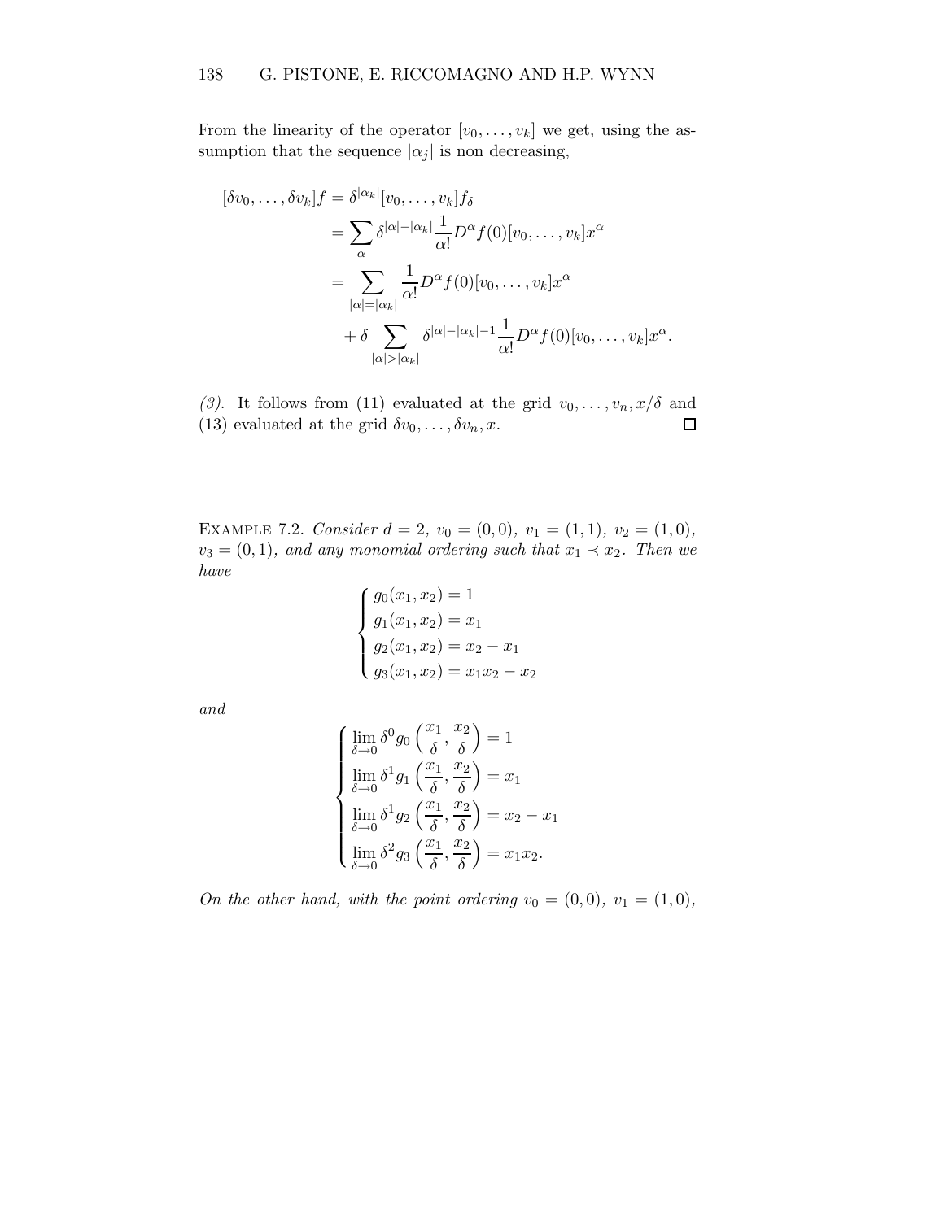From the linearity of the operator $[v_0, \ldots, v_k]$ we get, using the assumption that the sequence $|\alpha_j|$ is non decreasing,

$$
\begin{aligned}
[\delta v_0, \ldots, \delta v_k] f &= \delta^{|\alpha_k|}[v_0, \ldots, v_k] f_\delta \\
&= \sum_{\alpha} \delta^{|\alpha| - |\alpha_k|} \frac{1}{\alpha!} D^\alpha f(0) [v_0, \ldots, v_k] x^\alpha \\
&= \sum_{|\alpha| = |\alpha_k|} \frac{1}{\alpha!} D^\alpha f(0) [v_0, \ldots, v_k] x^\alpha \\
&\quad + \delta \sum_{|\alpha| > |\alpha_k|} \delta^{|\alpha| - |\alpha_k| - 1} \frac{1}{\alpha!} D^\alpha f(0) [v_0, \ldots, v_k] x^\alpha.
\end{aligned}
$$

*(3).* It follows from (11) evaluated at the grid $v_0, \ldots, v_n, x/\delta$ and (13) evaluated at the grid $\delta v_0, \ldots, \delta v_n, x$. □

EXAMPLE 7.2. *Consider $d = 2$, $v_0 = (0, 0)$, $v_1 = (1, 1)$, $v_2 = (1, 0)$, $v_3 = (0, 1)$, and any monomial ordering such that $x_1 \prec x_2$. Then we have*

$$
\begin{cases}
g_0(x_1, x_2) = 1 \\
g_1(x_1, x_2) = x_1 \\
g_2(x_1, x_2) = x_2 - x_1 \\
g_3(x_1, x_2) = x_1 x_2 - x_2
\end{cases}
$$

*and*

$$
\begin{cases}
\lim_{\delta \to 0} \delta^0 g_0\left(\frac{x_1}{\delta}, \frac{x_2}{\delta}\right) = 1 \\
\lim_{\delta \to 0} \delta^1 g_1\left(\frac{x_1}{\delta}, \frac{x_2}{\delta}\right) = x_1 \\
\lim_{\delta \to 0} \delta^1 g_2\left(\frac{x_1}{\delta}, \frac{x_2}{\delta}\right) = x_2 - x_1 \\
\lim_{\delta \to 0} \delta^2 g_3\left(\frac{x_1}{\delta}, \frac{x_2}{\delta}\right) = x_1 x_2.
\end{cases}
$$

*On the other hand, with the point ordering $v_0 = (0, 0)$, $v_1 = (1, 0)$,*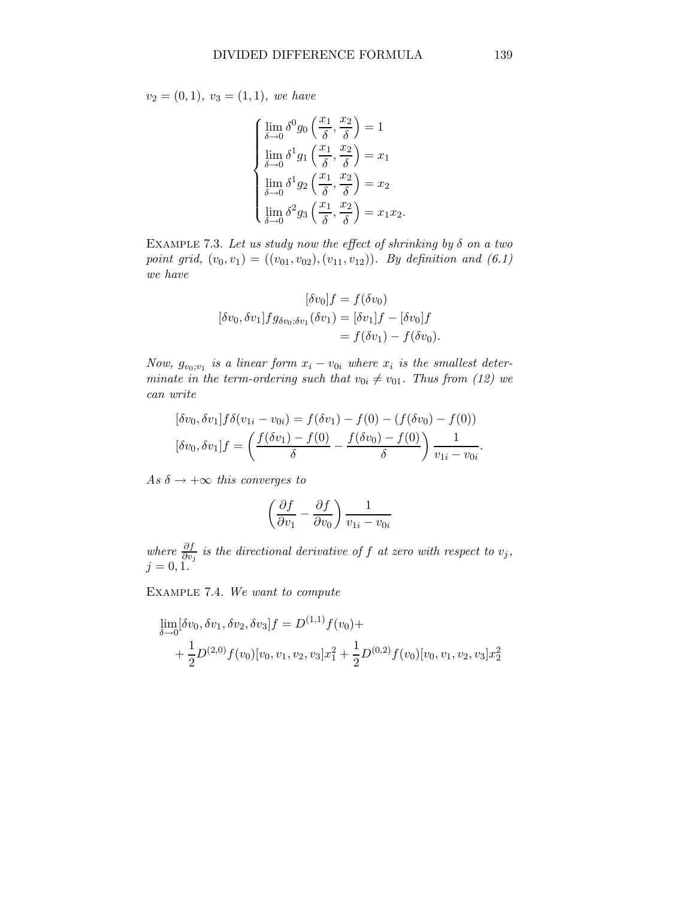*$v_2 = (0,1)$, $v_3 = (1,1)$, we have*

$$\begin{cases} \lim_{\delta \to 0} \delta^0 g_0\left(\frac{x_1}{\delta}, \frac{x_2}{\delta}\right) = 1 \\ \lim_{\delta \to 0} \delta^1 g_1\left(\frac{x_1}{\delta}, \frac{x_2}{\delta}\right) = x_1 \\ \lim_{\delta \to 0} \delta^1 g_2\left(\frac{x_1}{\delta}, \frac{x_2}{\delta}\right) = x_2 \\ \lim_{\delta \to 0} \delta^2 g_3\left(\frac{x_1}{\delta}, \frac{x_2}{\delta}\right) = x_1 x_2. \end{cases}$$

Example 7.3. *Let us study now the effect of shrinking by $\delta$ on a two point grid, $(v_0, v_1) = ((v_{01}, v_{02}), (v_{11}, v_{12}))$. By definition and (6.1) we have*

$$\begin{aligned} [\delta v_0] f &= f(\delta v_0) \\ [\delta v_0, \delta v_1] f g_{\delta v_0; \delta v_1}(\delta v_1) &= [\delta v_1] f - [\delta v_0] f \\ &= f(\delta v_1) - f(\delta v_0). \end{aligned}$$

*Now, $g_{v_0;v_1}$ is a linear form $x_i - v_{0i}$ where $x_i$ is the smallest determinate in the term-ordering such that $v_{0i} \neq v_{01}$. Thus from (12) we can write*

$$\begin{aligned} &[\delta v_0, \delta v_1] f \delta(v_{1i} - v_{0i}) = f(\delta v_1) - f(0) - (f(\delta v_0) - f(0)) \\ &[\delta v_0, \delta v_1] f = \left( \frac{f(\delta v_1) - f(0)}{\delta} - \frac{f(\delta v_0) - f(0)}{\delta} \right) \frac{1}{v_{1i} - v_{0i}}. \end{aligned}$$

*As $\delta \to +\infty$ this converges to*

$$\left( \frac{\partial f}{\partial v_1} - \frac{\partial f}{\partial v_0} \right) \frac{1}{v_{1i} - v_{0i}}$$

*where $\frac{\partial f}{\partial v_j}$ is the directional derivative of $f$ at zero with respect to $v_j$, $j = 0, 1$.*

Example 7.4. *We want to compute*

$$\begin{aligned} &\lim_{\delta \to 0} [\delta v_0, \delta v_1, \delta v_2, \delta v_3] f = D^{(1,1)} f(v_0) + \\ &\quad + \frac{1}{2} D^{(2,0)} f(v_0) [v_0, v_1, v_2, v_3] x_1^2 + \frac{1}{2} D^{(0,2)} f(v_0) [v_0, v_1, v_2, v_3] x_2^2 \end{aligned}$$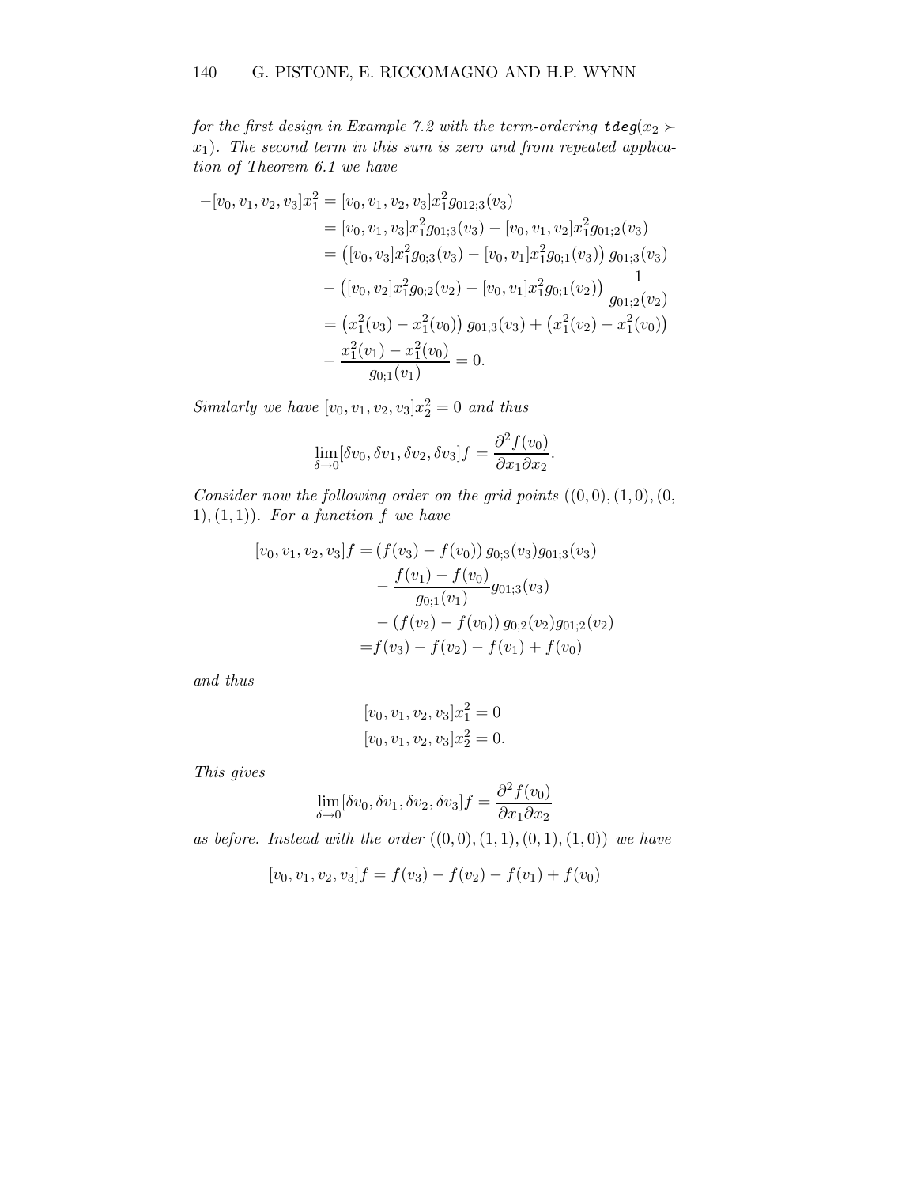*for the first design in Example 7.2 with the term-ordering* $\texttt{tdeg}(x_2 \succ x_1)$*. The second term in this sum is zero and from repeated application of Theorem 6.1 we have*

$$
\begin{aligned}
-[v_0, v_1, v_2, v_3]x_1^2 &= [v_0, v_1, v_2, v_3]x_1^2 g_{012;3}(v_3) \\
&= [v_0, v_1, v_3]x_1^2 g_{01;3}(v_3) - [v_0, v_1, v_2]x_1^2 g_{01;2}(v_3) \\
&= \left([v_0, v_3]x_1^2 g_{0;3}(v_3) - [v_0, v_1]x_1^2 g_{0;1}(v_3)\right) g_{01;3}(v_3) \\
&\quad - \left([v_0, v_2]x_1^2 g_{0;2}(v_2) - [v_0, v_1]x_1^2 g_{0;1}(v_2)\right) \frac{1}{g_{01;2}(v_2)} \\
&= \left(x_1^2(v_3) - x_1^2(v_0)\right) g_{01;3}(v_3) + \left(x_1^2(v_2) - x_1^2(v_0)\right) \\
&\quad - \frac{x_1^2(v_1) - x_1^2(v_0)}{g_{0;1}(v_1)} = 0.
\end{aligned}
$$

*Similarly we have* $[v_0, v_1, v_2, v_3]x_2^2 = 0$ *and thus*

$$
\lim_{\delta \to 0} [\delta v_0, \delta v_1, \delta v_2, \delta v_3] f = \frac{\partial^2 f(v_0)}{\partial x_1 \partial x_2}.
$$

*Consider now the following order on the grid points* $((0,0), (1,0), (0,1), (1,1))$*. For a function* $f$ *we have*

$$
\begin{aligned}
[v_0, v_1, v_2, v_3] f = &\left(f(v_3) - f(v_0)\right) g_{0;3}(v_3) g_{01;3}(v_3) \\
&- \frac{f(v_1) - f(v_0)}{g_{0;1}(v_1)} g_{01;3}(v_3) \\
&- \left(f(v_2) - f(v_0)\right) g_{0;2}(v_2) g_{01;2}(v_2) \\
= &f(v_3) - f(v_2) - f(v_1) + f(v_0)
\end{aligned}
$$

*and thus*

$$
\begin{aligned}
&[v_0, v_1, v_2, v_3]x_1^2 = 0 \\
&[v_0, v_1, v_2, v_3]x_2^2 = 0.
\end{aligned}
$$

*This gives*

$$
\lim_{\delta \to 0} [\delta v_0, \delta v_1, \delta v_2, \delta v_3] f = \frac{\partial^2 f(v_0)}{\partial x_1 \partial x_2}
$$

*as before. Instead with the order* $((0,0), (1,1), (0,1), (1,0))$ *we have*

$$
[v_0, v_1, v_2, v_3] f = f(v_3) - f(v_2) - f(v_1) + f(v_0)
$$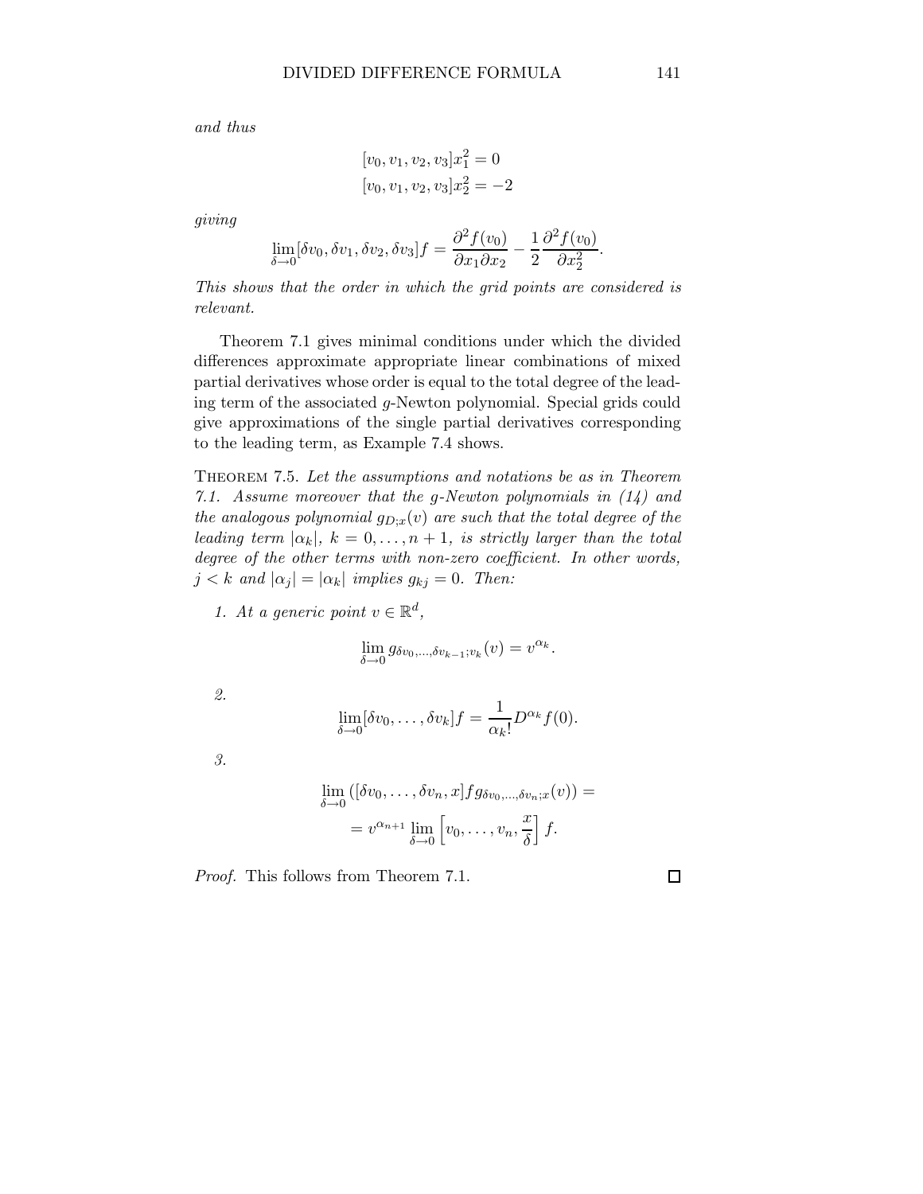*and thus*

$$[v_0, v_1, v_2, v_3]x_1^2 = 0$$
$$[v_0, v_1, v_2, v_3]x_2^2 = -2$$

*giving*

$$\lim_{\delta \to 0} [\delta v_0, \delta v_1, \delta v_2, \delta v_3] f = \frac{\partial^2 f(v_0)}{\partial x_1 \partial x_2} - \frac{1}{2} \frac{\partial^2 f(v_0)}{\partial x_2^2}.$$

*This shows that the order in which the grid points are considered is relevant.*

Theorem 7.1 gives minimal conditions under which the divided differences approximate appropriate linear combinations of mixed partial derivatives whose order is equal to the total degree of the leading term of the associated $g$-Newton polynomial. Special grids could give approximations of the single partial derivatives corresponding to the leading term, as Example 7.4 shows.

Theorem 7.5. *Let the assumptions and notations be as in Theorem 7.1. Assume moreover that the $g$-Newton polynomials in (14) and the analogous polynomial $g_{D;x}(v)$ are such that the total degree of the leading term $|\alpha_k|$, $k = 0, \ldots, n+1$, is strictly larger than the total degree of the other terms with non-zero coefficient. In other words, $j < k$ and $|\alpha_j| = |\alpha_k|$ implies $g_{kj} = 0$. Then:*

1. *At a generic point $v \in \mathbb{R}^d$,*

$$\lim_{\delta \to 0} g_{\delta v_0, \ldots, \delta v_{k-1}; v_k}(v) = v^{\alpha_k}.$$

2. 

$$\lim_{\delta \to 0} [\delta v_0, \ldots, \delta v_k] f = \frac{1}{\alpha_k!} D^{\alpha_k} f(0).$$

3. 

$$\lim_{\delta \to 0} \left( [\delta v_0, \ldots, \delta v_n, x] f g_{\delta v_0, \ldots, \delta v_n; x}(v) \right) =$$
$$= v^{\alpha_{n+1}} \lim_{\delta \to 0} \left[ v_0, \ldots, v_n, \frac{x}{\delta} \right] f.$$

*Proof.* This follows from Theorem 7.1. ◻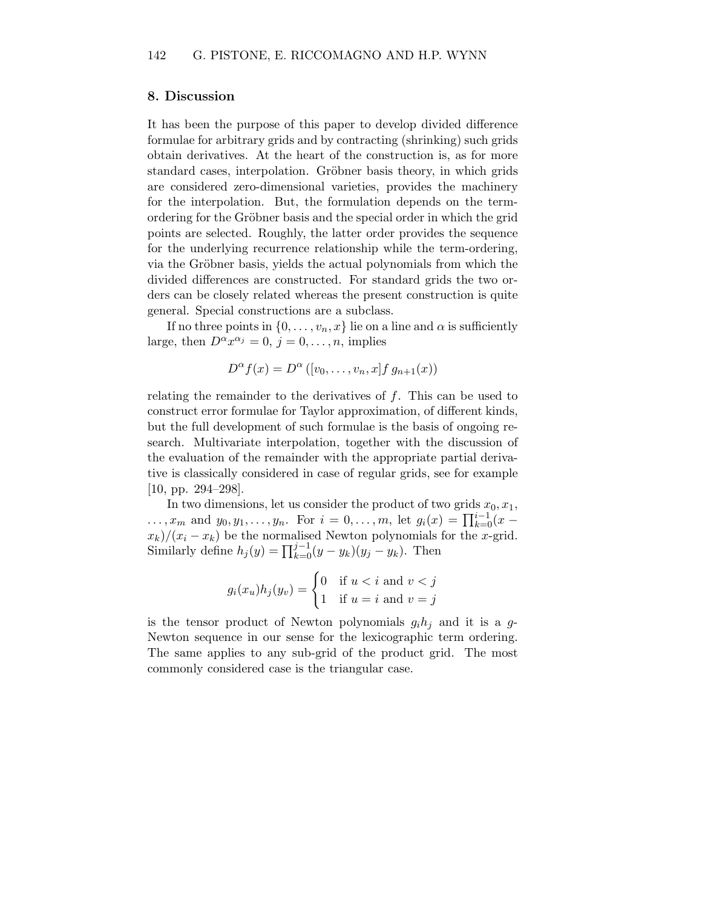## 8. Discussion

It has been the purpose of this paper to develop divided difference formulae for arbitrary grids and by contracting (shrinking) such grids obtain derivatives. At the heart of the construction is, as for more standard cases, interpolation. Gröbner basis theory, in which grids are considered zero-dimensional varieties, provides the machinery for the interpolation. But, the formulation depends on the term-ordering for the Gröbner basis and the special order in which the grid points are selected. Roughly, the latter order provides the sequence for the underlying recurrence relationship while the term-ordering, via the Gröbner basis, yields the actual polynomials from which the divided differences are constructed. For standard grids the two orders can be closely related whereas the present construction is quite general. Special constructions are a subclass.

If no three points in $\{0, \ldots, v_n, x\}$ lie on a line and $\alpha$ is sufficiently large, then $D^\alpha x^{\alpha_j} = 0$, $j = 0, \ldots, n$, implies

$$D^\alpha f(x) = D^\alpha \left([v_0, \ldots, v_n, x]f \, g_{n+1}(x)\right)$$

relating the remainder to the derivatives of $f$. This can be used to construct error formulae for Taylor approximation, of different kinds, but the full development of such formulae is the basis of ongoing research. Multivariate interpolation, together with the discussion of the evaluation of the remainder with the appropriate partial derivative is classically considered in case of regular grids, see for example [10, pp. 294–298].

In two dimensions, let us consider the product of two grids $x_0, x_1, \ldots, x_m$ and $y_0, y_1, \ldots, y_n$. For $i = 0, \ldots, m$, let $g_i(x) = \prod_{k=0}^{i-1}(x - x_k)/(x_i - x_k)$ be the normalised Newton polynomials for the $x$-grid. Similarly define $h_j(y) = \prod_{k=0}^{j-1}(y - y_k)(y_j - y_k)$. Then

$$g_i(x_u)h_j(y_v) = \begin{cases} 0 & \text{if } u < i \text{ and } v < j \\ 1 & \text{if } u = i \text{ and } v = j \end{cases}$$

is the tensor product of Newton polynomials $g_i h_j$ and it is a $g$-Newton sequence in our sense for the lexicographic term ordering. The same applies to any sub-grid of the product grid. The most commonly considered case is the triangular case.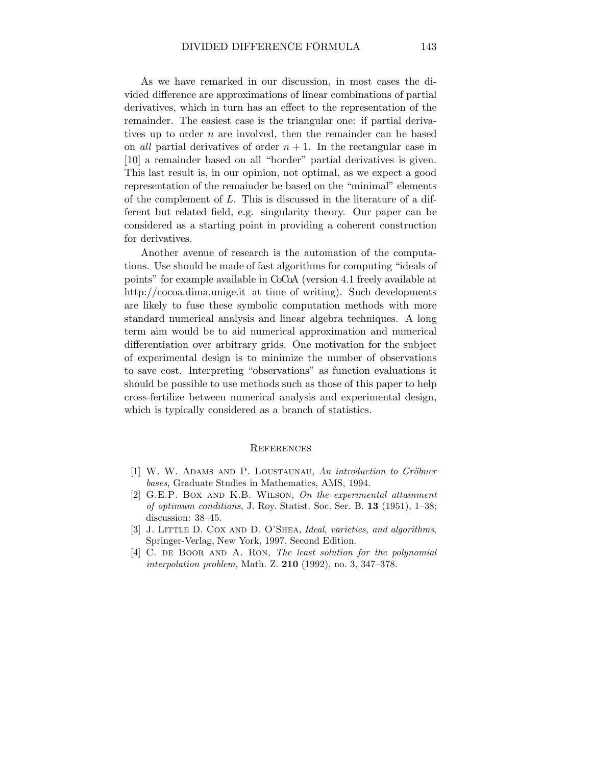As we have remarked in our discussion, in most cases the divided difference are approximations of linear combinations of partial derivatives, which in turn has an effect to the representation of the remainder. The easiest case is the triangular one: if partial derivatives up to order $n$ are involved, then the remainder can be based on *all* partial derivatives of order $n+1$. In the rectangular case in [10] a remainder based on all "border" partial derivatives is given. This last result is, in our opinion, not optimal, as we expect a good representation of the remainder be based on the "minimal" elements of the complement of $L$. This is discussed in the literature of a different but related field, e.g. singularity theory. Our paper can be considered as a starting point in providing a coherent construction for derivatives.

Another avenue of research is the automation of the computations. Use should be made of fast algorithms for computing "ideals of points" for example available in CoCoA (version 4.1 freely available at http://cocoa.dima.unige.it at time of writing). Such developments are likely to fuse these symbolic computation methods with more standard numerical analysis and linear algebra techniques. A long term aim would be to aid numerical approximation and numerical differentiation over arbitrary grids. One motivation for the subject of experimental design is to minimize the number of observations to save cost. Interpreting "observations" as function evaluations it should be possible to use methods such as those of this paper to help cross-fertilize between numerical analysis and experimental design, which is typically considered as a branch of statistics.

## References

[1] W. W. Adams and P. Loustaunau, *An introduction to Gröbner bases*, Graduate Studies in Mathematics, AMS, 1994.

[2] G.E.P. Box and K.B. Wilson, *On the experimental attainment of optimum conditions*, J. Roy. Statist. Soc. Ser. B. **13** (1951), 1–38; discussion: 38–45.

[3] J. Little D. Cox and D. O'Shea, *Ideal, varieties, and algorithms*, Springer-Verlag, New York, 1997, Second Edition.

[4] C. de Boor and A. Ron, *The least solution for the polynomial interpolation problem*, Math. Z. **210** (1992), no. 3, 347–378.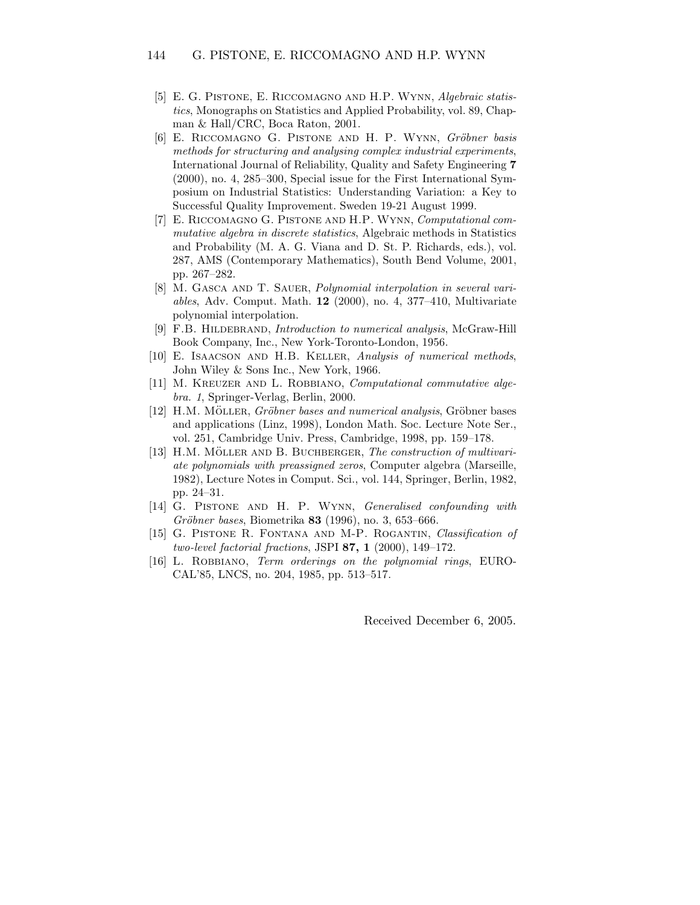[5] E. G. Pistone, E. Riccomagno and H.P. Wynn, *Algebraic statistics*, Monographs on Statistics and Applied Probability, vol. 89, Chapman & Hall/CRC, Boca Raton, 2001.

[6] E. Riccomagno G. Pistone and H. P. Wynn, *Gröbner basis methods for structuring and analysing complex industrial experiments*, International Journal of Reliability, Quality and Safety Engineering **7** (2000), no. 4, 285–300, Special issue for the First International Symposium on Industrial Statistics: Understanding Variation: a Key to Successful Quality Improvement. Sweden 19-21 August 1999.

[7] E. Riccomagno G. Pistone and H.P. Wynn, *Computational commutative algebra in discrete statistics*, Algebraic methods in Statistics and Probability (M. A. G. Viana and D. St. P. Richards, eds.), vol. 287, AMS (Contemporary Mathematics), South Bend Volume, 2001, pp. 267–282.

[8] M. Gasca and T. Sauer, *Polynomial interpolation in several variables*, Adv. Comput. Math. **12** (2000), no. 4, 377–410, Multivariate polynomial interpolation.

[9] F.B. Hildebrand, *Introduction to numerical analysis*, McGraw-Hill Book Company, Inc., New York-Toronto-London, 1956.

[10] E. Isaacson and H.B. Keller, *Analysis of numerical methods*, John Wiley & Sons Inc., New York, 1966.

[11] M. Kreuzer and L. Robbiano, *Computational commutative algebra. 1*, Springer-Verlag, Berlin, 2000.

[12] H.M. Möller, *Gröbner bases and numerical analysis*, Gröbner bases and applications (Linz, 1998), London Math. Soc. Lecture Note Ser., vol. 251, Cambridge Univ. Press, Cambridge, 1998, pp. 159–178.

[13] H.M. Möller and B. Buchberger, *The construction of multivariate polynomials with preassigned zeros*, Computer algebra (Marseille, 1982), Lecture Notes in Comput. Sci., vol. 144, Springer, Berlin, 1982, pp. 24–31.

[14] G. Pistone and H. P. Wynn, *Generalised confounding with Gröbner bases*, Biometrika **83** (1996), no. 3, 653–666.

[15] G. Pistone R. Fontana and M-P. Rogantin, *Classification of two-level factorial fractions*, JSPI **87, 1** (2000), 149–172.

[16] L. Robbiano, *Term orderings on the polynomial rings*, EUROCAL'85, LNCS, no. 204, 1985, pp. 513–517.

Received December 6, 2005.